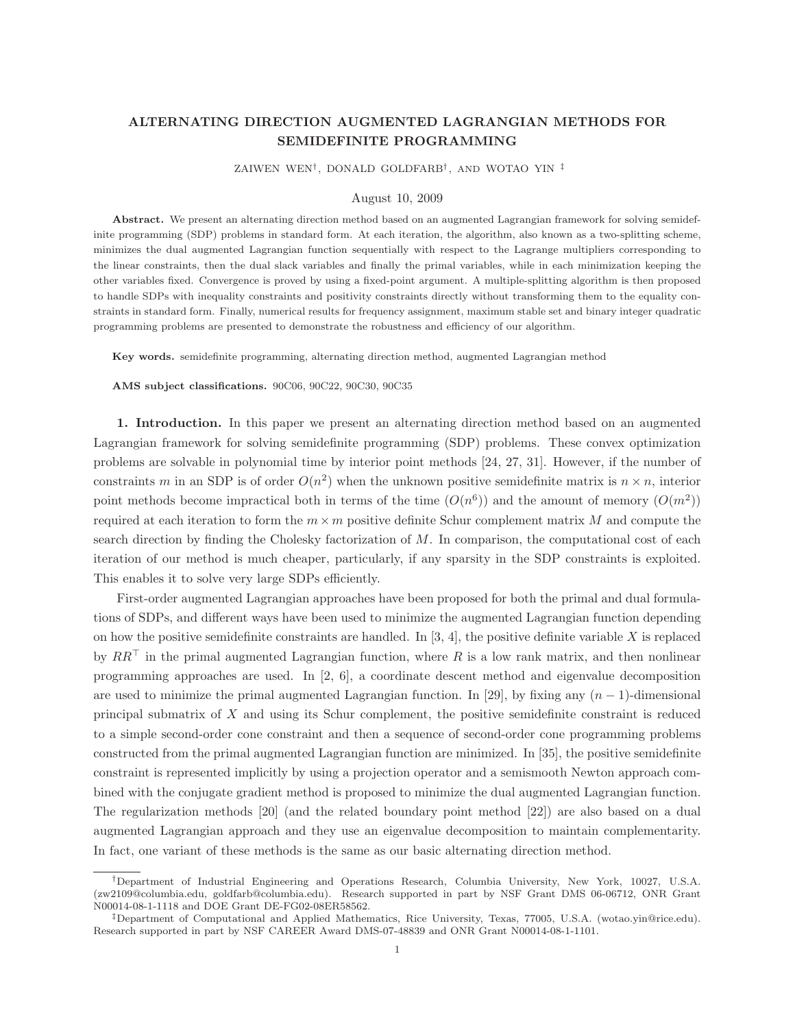# ALTERNATING DIRECTION AUGMENTED LAGRANGIAN METHODS FOR SEMIDEFINITE PROGRAMMING

ZAIWEN WEN[†], DONALD GOLDFARB[†], AND WOTAO YIN [‡]

August 10, 2009

**Abstract.** We present an alternating direction method based on an augmented Lagrangian framework for solving semidefinite programming (SDP) problems in standard form. At each iteration, the algorithm, also known as a two-splitting scheme, minimizes the dual augmented Lagrangian function sequentially with respect to the Lagrange multipliers corresponding to the linear constraints, then the dual slack variables and finally the primal variables, while in each minimization keeping the other variables fixed. Convergence is proved by using a fixed-point argument. A multiple-splitting algorithm is then proposed to handle SDPs with inequality constraints and positivity constraints directly without transforming them to the equality constraints in standard form. Finally, numerical results for frequency assignment, maximum stable set and binary integer quadratic programming problems are presented to demonstrate the robustness and efficiency of our algorithm.

**Key words.** semidefinite programming, alternating direction method, augmented Lagrangian method

**AMS subject classifications.** 90C06, 90C22, 90C30, 90C35

## 1. Introduction.

In this paper we present an alternating direction method based on an augmented Lagrangian framework for solving semidefinite programming (SDP) problems. These convex optimization problems are solvable in polynomial time by interior point methods [24, 27, 31]. However, if the number of constraints $m$ in an SDP is of order $O(n^2)$ when the unknown positive semidefinite matrix is $n \times n$, interior point methods become impractical both in terms of the time ($O(n^6)$) and the amount of memory ($O(m^2)$) required at each iteration to form the $m \times m$ positive definite Schur complement matrix $M$ and compute the search direction by finding the Cholesky factorization of $M$. In comparison, the computational cost of each iteration of our method is much cheaper, particularly, if any sparsity in the SDP constraints is exploited. This enables it to solve very large SDPs efficiently.

First-order augmented Lagrangian approaches have been proposed for both the primal and dual formulations of SDPs, and different ways have been used to minimize the augmented Lagrangian function depending on how the positive semidefinite constraints are handled. In [3, 4], the positive definite variable $X$ is replaced by $RR^\top$ in the primal augmented Lagrangian function, where $R$ is a low rank matrix, and then nonlinear programming approaches are used. In [2, 6], a coordinate descent method and eigenvalue decomposition are used to minimize the primal augmented Lagrangian function. In [29], by fixing any $(n-1)$-dimensional principal submatrix of $X$ and using its Schur complement, the positive semidefinite constraint is reduced to a simple second-order cone constraint and then a sequence of second-order cone programming problems constructed from the primal augmented Lagrangian function are minimized. In [35], the positive semidefinite constraint is represented implicitly by using a projection operator and a semismooth Newton approach combined with the conjugate gradient method is proposed to minimize the dual augmented Lagrangian function. The regularization methods [20] (and the related boundary point method [22]) are also based on a dual augmented Lagrangian approach and they use an eigenvalue decomposition to maintain complementarity. In fact, one variant of these methods is the same as our basic alternating direction method.

---

[†]Department of Industrial Engineering and Operations Research, Columbia University, New York, 10027, U.S.A. (zw2109@columbia.edu, goldfarb@columbia.edu). Research supported in part by NSF Grant DMS 06-06712, ONR Grant N00014-08-1-1118 and DOE Grant DE-FG02-08ER58562.

[‡]Department of Computational and Applied Mathematics, Rice University, Texas, 77005, U.S.A. (wotao.yin@rice.edu). Research supported in part by NSF CAREER Award DMS-07-48839 and ONR Grant N00014-08-1-1101.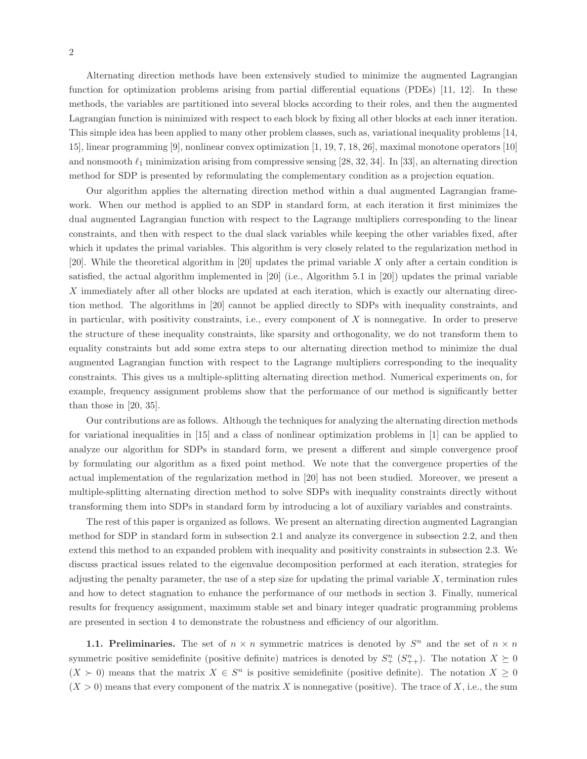Alternating direction methods have been extensively studied to minimize the augmented Lagrangian function for optimization problems arising from partial differential equations (PDEs) [11, 12]. In these methods, the variables are partitioned into several blocks according to their roles, and then the augmented Lagrangian function is minimized with respect to each block by fixing all other blocks at each inner iteration. This simple idea has been applied to many other problem classes, such as, variational inequality problems [14, 15], linear programming [9], nonlinear convex optimization [1, 19, 7, 18, 26], maximal monotone operators [10] and nonsmooth $\ell_1$ minimization arising from compressive sensing [28, 32, 34]. In [33], an alternating direction method for SDP is presented by reformulating the complementary condition as a projection equation.

Our algorithm applies the alternating direction method within a dual augmented Lagrangian framework. When our method is applied to an SDP in standard form, at each iteration it first minimizes the dual augmented Lagrangian function with respect to the Lagrange multipliers corresponding to the linear constraints, and then with respect to the dual slack variables while keeping the other variables fixed, after which it updates the primal variables. This algorithm is very closely related to the regularization method in [20]. While the theoretical algorithm in [20] updates the primal variable $X$ only after a certain condition is satisfied, the actual algorithm implemented in [20] (i.e., Algorithm 5.1 in [20]) updates the primal variable $X$ immediately after all other blocks are updated at each iteration, which is exactly our alternating direction method. The algorithms in [20] cannot be applied directly to SDPs with inequality constraints, and in particular, with positivity constraints, i.e., every component of $X$ is nonnegative. In order to preserve the structure of these inequality constraints, like sparsity and orthogonality, we do not transform them to equality constraints but add some extra steps to our alternating direction method to minimize the dual augmented Lagrangian function with respect to the Lagrange multipliers corresponding to the inequality constraints. This gives us a multiple-splitting alternating direction method. Numerical experiments on, for example, frequency assignment problems show that the performance of our method is significantly better than those in [20, 35].

Our contributions are as follows. Although the techniques for analyzing the alternating direction methods for variational inequalities in [15] and a class of nonlinear optimization problems in [1] can be applied to analyze our algorithm for SDPs in standard form, we present a different and simple convergence proof by formulating our algorithm as a fixed point method. We note that the convergence properties of the actual implementation of the regularization method in [20] has not been studied. Moreover, we present a multiple-splitting alternating direction method to solve SDPs with inequality constraints directly without transforming them into SDPs in standard form by introducing a lot of auxiliary variables and constraints.

The rest of this paper is organized as follows. We present an alternating direction augmented Lagrangian method for SDP in standard form in subsection 2.1 and analyze its convergence in subsection 2.2, and then extend this method to an expanded problem with inequality and positivity constraints in subsection 2.3. We discuss practical issues related to the eigenvalue decomposition performed at each iteration, strategies for adjusting the penalty parameter, the use of a step size for updating the primal variable $X$, termination rules and how to detect stagnation to enhance the performance of our methods in section 3. Finally, numerical results for frequency assignment, maximum stable set and binary integer quadratic programming problems are presented in section 4 to demonstrate the robustness and efficiency of our algorithm.

**1.1. Preliminaries.** The set of $n \times n$ symmetric matrices is denoted by $S^n$ and the set of $n \times n$ symmetric positive semidefinite (positive definite) matrices is denoted by $S^n_+$ ($S^n_{++}$). The notation $X \succeq 0$ ($X \succ 0$) means that the matrix $X \in S^n$ is positive semidefinite (positive definite). The notation $X \geq 0$ ($X > 0$) means that every component of the matrix $X$ is nonnegative (positive). The trace of $X$, i.e., the sum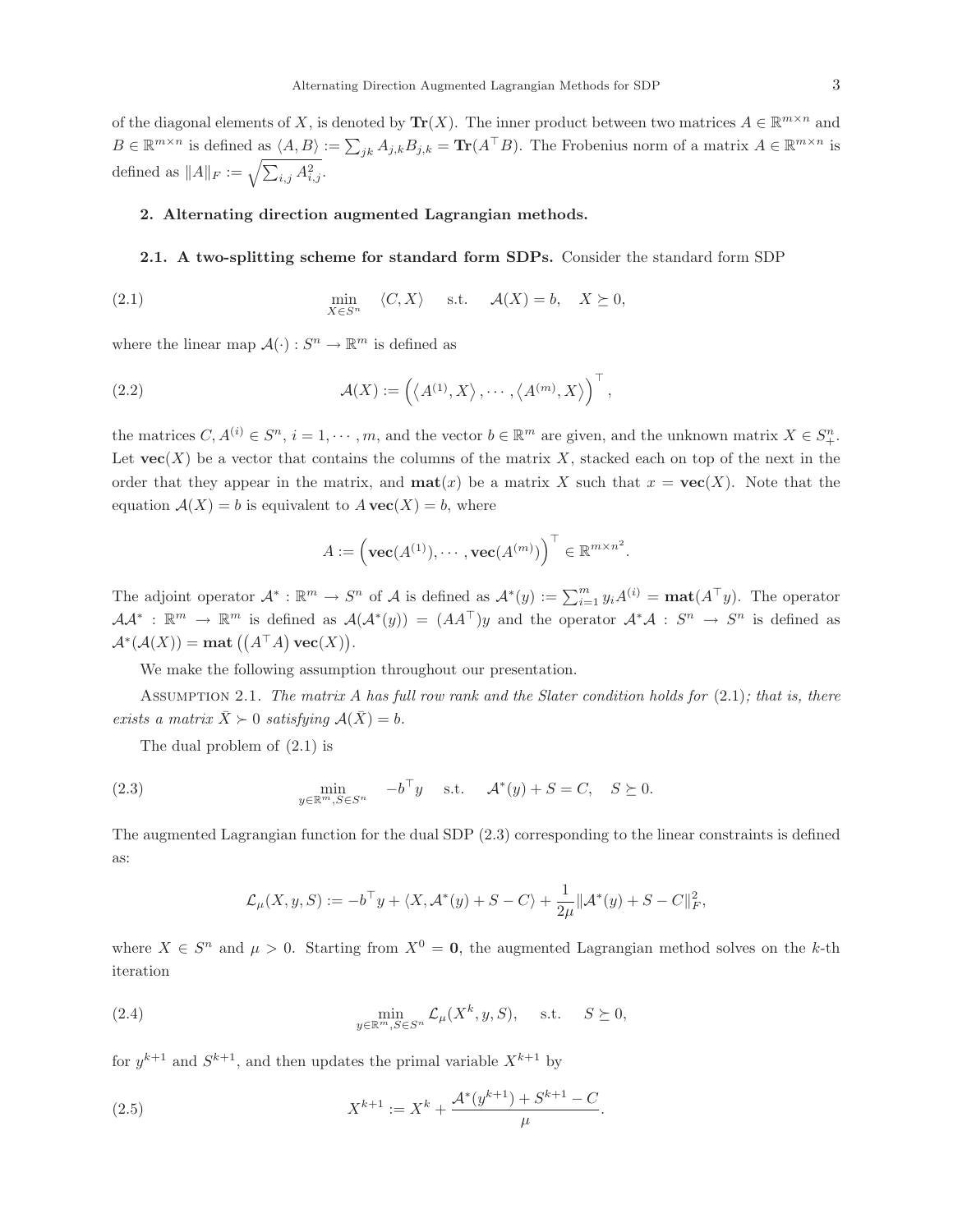of the diagonal elements of $X$, is denoted by $\mathbf{Tr}(X)$. The inner product between two matrices $A \in \mathbb{R}^{m\times n}$ and $B \in \mathbb{R}^{m\times n}$ is defined as $\langle A, B\rangle := \sum_{jk} A_{j,k}B_{j,k} = \mathbf{Tr}(A^\top B)$. The Frobenius norm of a matrix $A \in \mathbb{R}^{m\times n}$ is defined as $\|A\|_F := \sqrt{\sum_{i,j} A_{i,j}^2}$.

## 2. Alternating direction augmented Lagrangian methods.

### 2.1. A two-splitting scheme for standard form SDPs.

Consider the standard form SDP

$$\min_{X\in S^n} \quad \langle C, X\rangle \quad \text{s.t.} \quad \mathcal{A}(X) = b, \quad X \succeq 0, \tag{2.1}$$

where the linear map $\mathcal{A}(\cdot) : S^n \to \mathbb{R}^m$ is defined as

$$\mathcal{A}(X) := \left(\left\langle A^{(1)}, X\right\rangle, \cdots, \left\langle A^{(m)}, X\right\rangle\right)^\top, \tag{2.2}$$

the matrices $C, A^{(i)} \in S^n$, $i = 1, \cdots, m$, and the vector $b \in \mathbb{R}^m$ are given, and the unknown matrix $X \in S^n_+$. Let $\mathbf{vec}(X)$ be a vector that contains the columns of the matrix $X$, stacked each on top of the next in the order that they appear in the matrix, and $\mathbf{mat}(x)$ be a matrix $X$ such that $x = \mathbf{vec}(X)$. Note that the equation $\mathcal{A}(X) = b$ is equivalent to $A\,\mathbf{vec}(X) = b$, where

$$A := \left(\mathbf{vec}(A^{(1)}), \cdots, \mathbf{vec}(A^{(m)})\right)^\top \in \mathbb{R}^{m\times n^2}.$$

The adjoint operator $\mathcal{A}^* : \mathbb{R}^m \to S^n$ of $\mathcal{A}$ is defined as $\mathcal{A}^*(y) := \sum_{i=1}^m y_i A^{(i)} = \mathbf{mat}(A^\top y)$. The operator $\mathcal{A}\mathcal{A}^* : \mathbb{R}^m \to \mathbb{R}^m$ is defined as $\mathcal{A}(\mathcal{A}^*(y)) = (AA^\top)y$ and the operator $\mathcal{A}^*\mathcal{A} : S^n \to S^n$ is defined as $\mathcal{A}^*(\mathcal{A}(X)) = \mathbf{mat}\left(\left(A^\top A\right)\mathbf{vec}(X)\right)$.

We make the following assumption throughout our presentation.

Assumption 2.1. *The matrix $A$ has full row rank and the Slater condition holds for* (2.1)*; that is, there exists a matrix $\bar{X} \succ 0$ satisfying $\mathcal{A}(\bar{X}) = b$.*

The dual problem of (2.1) is

$$\min_{y\in\mathbb{R}^m, S\in S^n} \quad -b^\top y \quad \text{s.t.} \quad \mathcal{A}^*(y) + S = C, \quad S \succeq 0. \tag{2.3}$$

The augmented Lagrangian function for the dual SDP (2.3) corresponding to the linear constraints is defined as:

$$\mathcal{L}_\mu(X, y, S) := -b^\top y + \langle X, \mathcal{A}^*(y) + S - C\rangle + \frac{1}{2\mu}\|\mathcal{A}^*(y) + S - C\|_F^2,$$

where $X \in S^n$ and $\mu > 0$. Starting from $X^0 = \mathbf{0}$, the augmented Lagrangian method solves on the $k$-th iteration

$$\min_{y\in\mathbb{R}^m, S\in S^n} \mathcal{L}_\mu(X^k, y, S), \quad \text{s.t.} \quad S \succeq 0, \tag{2.4}$$

for $y^{k+1}$ and $S^{k+1}$, and then updates the primal variable $X^{k+1}$ by

$$X^{k+1} := X^k + \frac{\mathcal{A}^*(y^{k+1}) + S^{k+1} - C}{\mu}. \tag{2.5}$$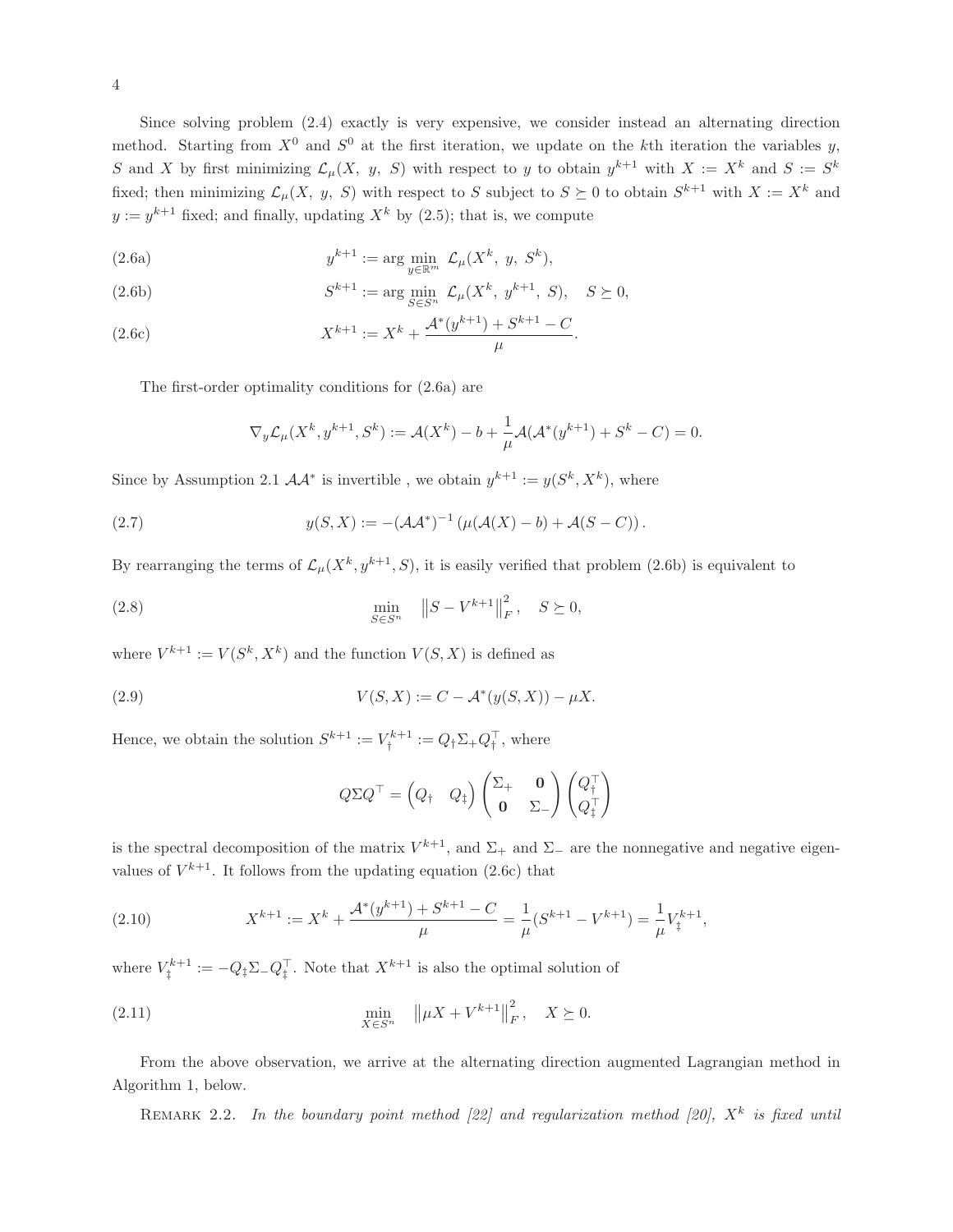Since solving problem (2.4) exactly is very expensive, we consider instead an alternating direction method. Starting from $X^0$ and $S^0$ at the first iteration, we update on the $k$th iteration the variables $y$, $S$ and $X$ by first minimizing $\mathcal{L}_\mu(X,\ y,\ S)$ with respect to $y$ to obtain $y^{k+1}$ with $X := X^k$ and $S := S^k$ fixed; then minimizing $\mathcal{L}_\mu(X,\ y,\ S)$ with respect to $S$ subject to $S \succeq 0$ to obtain $S^{k+1}$ with $X := X^k$ and $y := y^{k+1}$ fixed; and finally, updating $X^k$ by (2.5); that is, we compute

$$y^{k+1} := \arg\min_{y \in \mathbb{R}^m} \ \mathcal{L}_\mu(X^k,\ y,\ S^k), \tag{2.6a}$$

$$S^{k+1} := \arg\min_{S \in S^n} \ \mathcal{L}_\mu(X^k,\ y^{k+1},\ S), \quad S \succeq 0, \tag{2.6b}$$

$$X^{k+1} := X^k + \frac{\mathcal{A}^*(y^{k+1}) + S^{k+1} - C}{\mu}. \tag{2.6c}$$

The first-order optimality conditions for (2.6a) are

$$\nabla_y \mathcal{L}_\mu(X^k, y^{k+1}, S^k) := \mathcal{A}(X^k) - b + \frac{1}{\mu}\mathcal{A}(\mathcal{A}^*(y^{k+1}) + S^k - C) = 0.$$

Since by Assumption 2.1 $\mathcal{A}\mathcal{A}^*$ is invertible , we obtain $y^{k+1} := y(S^k, X^k)$, where

$$y(S, X) := -(\mathcal{A}\mathcal{A}^*)^{-1}\left(\mu(\mathcal{A}(X) - b) + \mathcal{A}(S - C)\right). \tag{2.7}$$

By rearranging the terms of $\mathcal{L}_\mu(X^k, y^{k+1}, S)$, it is easily verified that problem (2.6b) is equivalent to

$$\min_{S \in S^n} \quad \left\|S - V^{k+1}\right\|_F^2, \quad S \succeq 0, \tag{2.8}$$

where $V^{k+1} := V(S^k, X^k)$ and the function $V(S, X)$ is defined as

$$V(S, X) := C - \mathcal{A}^*(y(S, X)) - \mu X. \tag{2.9}$$

Hence, we obtain the solution $S^{k+1} := V_\dagger^{k+1} := Q_\dagger \Sigma_+ Q_\dagger^\top$, where

$$Q \Sigma Q^\top = \begin{pmatrix} Q_\dagger & Q_\ddagger \end{pmatrix} \begin{pmatrix} \Sigma_+ & \mathbf{0} \\ \mathbf{0} & \Sigma_- \end{pmatrix} \begin{pmatrix} Q_\dagger^\top \\ Q_\ddagger^\top \end{pmatrix}$$

is the spectral decomposition of the matrix $V^{k+1}$, and $\Sigma_+$ and $\Sigma_-$ are the nonnegative and negative eigenvalues of $V^{k+1}$. It follows from the updating equation (2.6c) that

$$X^{k+1} := X^k + \frac{\mathcal{A}^*(y^{k+1}) + S^{k+1} - C}{\mu} = \frac{1}{\mu}(S^{k+1} - V^{k+1}) = \frac{1}{\mu} V_\ddagger^{k+1}, \tag{2.10}$$

where $V_\ddagger^{k+1} := -Q_\ddagger \Sigma_- Q_\ddagger^\top$. Note that $X^{k+1}$ is also the optimal solution of

$$\min_{X \in S^n} \quad \left\|\mu X + V^{k+1}\right\|_F^2, \quad X \succeq 0. \tag{2.11}$$

From the above observation, we arrive at the alternating direction augmented Lagrangian method in Algorithm 1, below.

Remark 2.2. *In the boundary point method [22] and regularization method [20], $X^k$ is fixed until*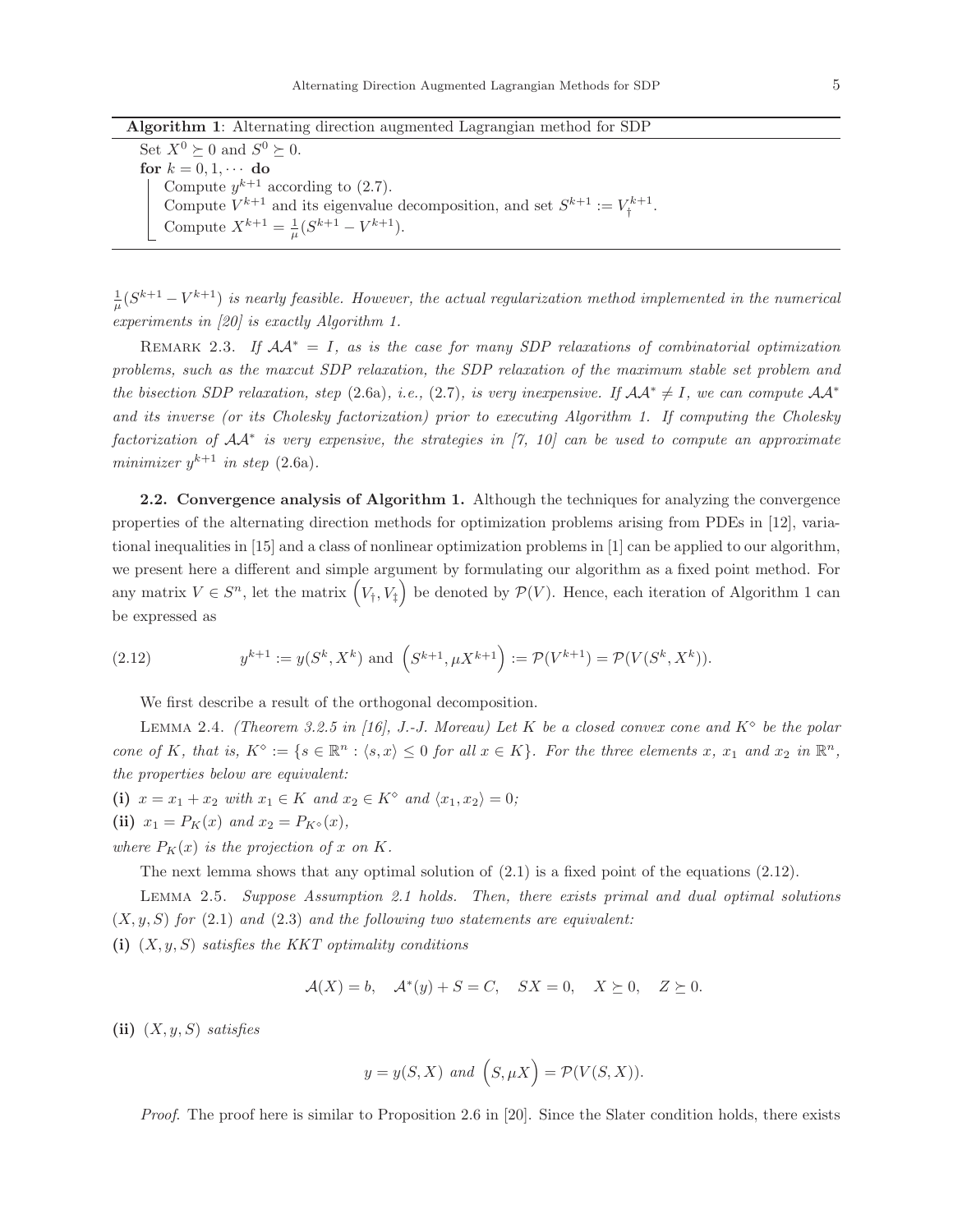**Algorithm 1**: Alternating direction augmented Lagrangian method for SDP

```
Set X^0 ⪰ 0 and S^0 ⪰ 0.
for k = 0, 1, ··· do
    Compute y^{k+1} according to (2.7).
    Compute V^{k+1} and its eigenvalue decomposition, and set S^{k+1} := V_†^{k+1}.
    Compute X^{k+1} = (1/μ)(S^{k+1} − V^{k+1}).
```

*$\frac{1}{\mu}(S^{k+1} - V^{k+1})$ is nearly feasible. However, the actual regularization method implemented in the numerical experiments in [20] is exactly Algorithm 1.*

REMARK 2.3. *If $\mathcal{A}\mathcal{A}^* = I$, as is the case for many SDP relaxations of combinatorial optimization problems, such as the maxcut SDP relaxation, the SDP relaxation of the maximum stable set problem and the bisection SDP relaxation, step* (2.6a)*, i.e.,* (2.7)*, is very inexpensive. If $\mathcal{A}\mathcal{A}^* \neq I$, we can compute $\mathcal{A}\mathcal{A}^*$ and its inverse (or its Cholesky factorization) prior to executing Algorithm 1. If computing the Cholesky factorization of $\mathcal{A}\mathcal{A}^*$ is very expensive, the strategies in [7, 10] can be used to compute an approximate minimizer $y^{k+1}$ in step* (2.6a).

**2.2. Convergence analysis of Algorithm 1.** Although the techniques for analyzing the convergence properties of the alternating direction methods for optimization problems arising from PDEs in [12], variational inequalities in [15] and a class of nonlinear optimization problems in [1] can be applied to our algorithm, we present here a different and simple argument by formulating our algorithm as a fixed point method. For any matrix $V \in S^n$, let the matrix $\left(V_\dagger, V_\ddagger\right)$ be denoted by $\mathcal{P}(V)$. Hence, each iteration of Algorithm 1 can be expressed as

$$y^{k+1} := y(S^k, X^k) \text{ and } \left(S^{k+1}, \mu X^{k+1}\right) := \mathcal{P}(V^{k+1}) = \mathcal{P}(V(S^k, X^k)). \tag{2.12}$$

We first describe a result of the orthogonal decomposition.

LEMMA 2.4. *(Theorem 3.2.5 in [16], J.-J. Moreau) Let $K$ be a closed convex cone and $K^\diamond$ be the polar cone of $K$, that is, $K^\diamond := \{s \in \mathbb{R}^n : \langle s, x\rangle \leq 0 \text{ for all } x \in K\}$. For the three elements $x$, $x_1$ and $x_2$ in $\mathbb{R}^n$, the properties below are equivalent:*

**(i)** *$x = x_1 + x_2$ with $x_1 \in K$ and $x_2 \in K^\diamond$ and $\langle x_1, x_2\rangle = 0$;*

**(ii)** *$x_1 = P_K(x)$ and $x_2 = P_{K^\diamond}(x)$,*

*where $P_K(x)$ is the projection of $x$ on $K$.*

The next lemma shows that any optimal solution of (2.1) is a fixed point of the equations (2.12).

LEMMA 2.5. *Suppose Assumption 2.1 holds. Then, there exists primal and dual optimal solutions $(X, y, S)$ for* (2.1) *and* (2.3) *and the following two statements are equivalent:*

**(i)** *$(X, y, S)$ satisfies the KKT optimality conditions*

$$\mathcal{A}(X) = b, \quad \mathcal{A}^*(y) + S = C, \quad SX = 0, \quad X \succeq 0, \quad Z \succeq 0.$$

**(ii)** *$(X, y, S)$ satisfies*

$$y = y(S, X) \text{ and } \left(S, \mu X\right) = \mathcal{P}(V(S, X)).$$

*Proof.* The proof here is similar to Proposition 2.6 in [20]. Since the Slater condition holds, there exists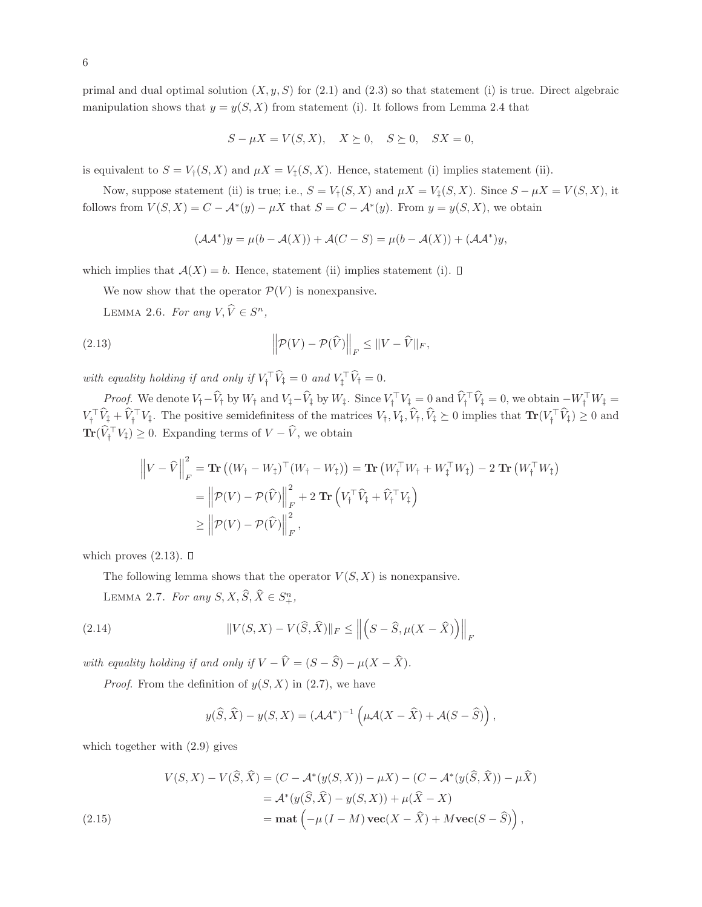primal and dual optimal solution $(X, y, S)$ for (2.1) and (2.3) so that statement (i) is true. Direct algebraic manipulation shows that $y = y(S, X)$ from statement (i). It follows from Lemma 2.4 that

$$S - \mu X = V(S, X), \quad X \succeq 0, \quad S \succeq 0, \quad SX = 0,$$

is equivalent to $S = V_\dagger(S, X)$ and $\mu X = V_\ddagger(S, X)$. Hence, statement (i) implies statement (ii).

Now, suppose statement (ii) is true; i.e., $S = V_\dagger(S, X)$ and $\mu X = V_\ddagger(S, X)$. Since $S - \mu X = V(S, X)$, it follows from $V(S, X) = C - \mathcal{A}^*(y) - \mu X$ that $S = C - \mathcal{A}^*(y)$. From $y = y(S, X)$, we obtain

$$(\mathcal{A}\mathcal{A}^*)y = \mu(b - \mathcal{A}(X)) + \mathcal{A}(C - S) = \mu(b - \mathcal{A}(X)) + (\mathcal{A}\mathcal{A}^*)y,$$

which implies that $\mathcal{A}(X) = b$. Hence, statement (ii) implies statement (i). □

We now show that the operator $\mathcal{P}(V)$ is nonexpansive.

Lemma 2.6. *For any $V, \widehat{V} \in S^n$,*

$$\left\| \mathcal{P}(V) - \mathcal{P}(\widehat{V}) \right\|_F \leq \|V - \widehat{V}\|_F, \tag{2.13}$$

*with equality holding if and only if $V_\dagger^\top \widehat{V}_\ddagger = 0$ and $V_\ddagger^\top \widehat{V}_\dagger = 0$.*

*Proof.* We denote $V_\dagger - \widehat{V}_\dagger$ by $W_\dagger$ and $V_\ddagger - \widehat{V}_\ddagger$ by $W_\ddagger$. Since $V_\dagger^\top V_\ddagger = 0$ and $\widehat{V}_\dagger^\top \widehat{V}_\ddagger = 0$, we obtain $-W_\dagger^\top W_\ddagger = V_\dagger^\top \widehat{V}_\ddagger + \widehat{V}_\dagger^\top V_\ddagger$. The positive semidefinitess of the matrices $V_\dagger, V_\ddagger, \widehat{V}_\dagger, \widehat{V}_\ddagger \succeq 0$ implies that $\mathbf{Tr}(V_\dagger^\top \widehat{V}_\ddagger) \geq 0$ and $\mathbf{Tr}(\widehat{V}_\dagger^\top V_\ddagger) \geq 0$. Expanding terms of $V - \widehat{V}$, we obtain

$$\begin{aligned}
\left\| V - \widehat{V} \right\|_F^2 &= \mathbf{Tr}\left((W_\dagger - W_\ddagger)^\top (W_\dagger - W_\ddagger)\right) = \mathbf{Tr}\left(W_\dagger^\top W_\dagger + W_\ddagger^\top W_\ddagger\right) - 2\,\mathbf{Tr}\left(W_\dagger^\top W_\ddagger\right) \\
&= \left\| \mathcal{P}(V) - \mathcal{P}(\widehat{V}) \right\|_F^2 + 2\,\mathbf{Tr}\left(V_\dagger^\top \widehat{V}_\ddagger + \widehat{V}_\dagger^\top V_\ddagger\right) \\
&\geq \left\| \mathcal{P}(V) - \mathcal{P}(\widehat{V}) \right\|_F^2,
\end{aligned}$$

which proves (2.13). □

The following lemma shows that the operator $V(S, X)$ is nonexpansive.

Lemma 2.7. *For any $S, X, \widehat{S}, \widehat{X} \in S_+^n$,*

$$\|V(S, X) - V(\widehat{S}, \widehat{X})\|_F \leq \left\| \left(S - \widehat{S}, \mu(X - \widehat{X})\right) \right\|_F \tag{2.14}$$

*with equality holding if and only if $V - \widehat{V} = (S - \widehat{S}) - \mu(X - \widehat{X})$.*

*Proof.* From the definition of $y(S, X)$ in (2.7), we have

$$y(\widehat{S}, \widehat{X}) - y(S, X) = (\mathcal{A}\mathcal{A}^*)^{-1}\left(\mu\mathcal{A}(X - \widehat{X}) + \mathcal{A}(S - \widehat{S})\right),$$

which together with (2.9) gives

$$\begin{aligned}
V(S, X) - V(\widehat{S}, \widehat{X}) &= (C - \mathcal{A}^*(y(S, X)) - \mu X) - (C - \mathcal{A}^*(y(\widehat{S}, \widehat{X})) - \mu \widehat{X}) \\
&= \mathcal{A}^*(y(\widehat{S}, \widehat{X}) - y(S, X)) + \mu(\widehat{X} - X) \\
&= \mathbf{mat}\left(-\mu\,(I - M)\,\mathbf{vec}(X - \widehat{X}) + M\mathbf{vec}(S - \widehat{S})\right),
\end{aligned} \tag{2.15}$$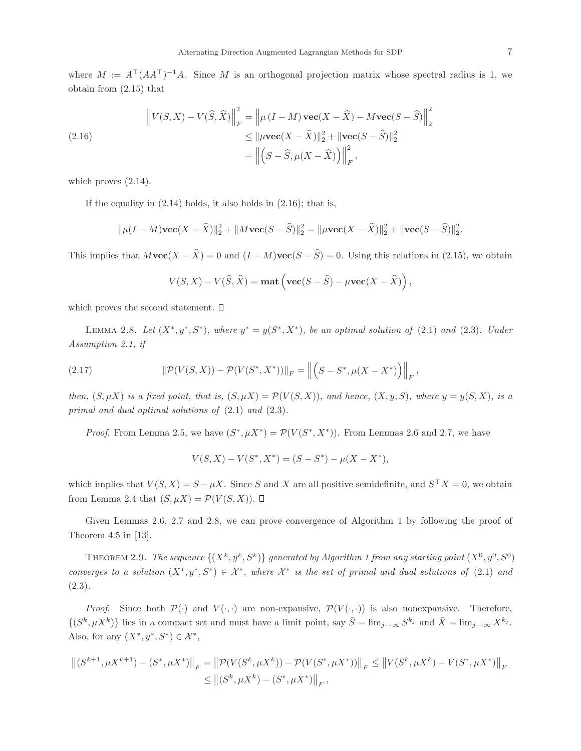where $M := A^\top (AA^\top)^{-1} A$. Since $M$ is an orthogonal projection matrix whose spectral radius is 1, we obtain from (2.15) that

$$
\begin{aligned}
\left\| V(S,X) - V(\widehat{S},\widehat{X}) \right\|_F^2 &= \left\| \mu\,(I-M)\,\mathbf{vec}(X-\widehat{X}) - M\mathbf{vec}(S-\widehat{S}) \right\|_2^2 \\
&\le \|\mu \mathbf{vec}(X-\widehat{X})\|_2^2 + \|\mathbf{vec}(S-\widehat{S})\|_2^2 \\
&= \left\| \left( S-\widehat{S}, \mu(X-\widehat{X}) \right) \right\|_F^2 ,
\end{aligned}
\tag{2.16}
$$

which proves (2.14).

If the equality in (2.14) holds, it also holds in (2.16); that is,

$$
\|\mu(I-M)\mathbf{vec}(X-\widehat{X})\|_2^2 + \|M\mathbf{vec}(S-\widehat{S})\|_2^2 = \|\mu\mathbf{vec}(X-\widehat{X})\|_2^2 + \|\mathbf{vec}(S-\widehat{S})\|_2^2.
$$

This implies that $M\mathbf{vec}(X-\widehat{X}) = 0$ and $(I-M)\mathbf{vec}(S-\widehat{S}) = 0$. Using this relations in (2.15), we obtain

$$
V(S,X) - V(\widehat{S},\widehat{X}) = \mathbf{mat}\left( \mathbf{vec}(S-\widehat{S}) - \mu\mathbf{vec}(X-\widehat{X}) \right),
$$

which proves the second statement. $\square$

Lemma 2.8. *Let $(X^*, y^*, S^*)$, where $y^* = y(S^*, X^*)$, be an optimal solution of (2.1) and (2.3). Under Assumption 2.1, if*

$$
\|\mathcal{P}(V(S,X)) - \mathcal{P}(V(S^*,X^*))\|_F = \left\| \left( S-S^*, \mu(X-X^*) \right) \right\|_F ,
\tag{2.17}
$$

*then, $(S, \mu X)$ is a fixed point, that is, $(S,\mu X) = \mathcal{P}(V(S,X))$, and hence, $(X, y, S)$, where $y = y(S,X)$, is a primal and dual optimal solutions of (2.1) and (2.3).*

*Proof.* From Lemma 2.5, we have $(S^*, \mu X^*) = \mathcal{P}(V(S^*, X^*))$. From Lemmas 2.6 and 2.7, we have

$$
V(S,X) - V(S^*,X^*) = (S-S^*) - \mu(X-X^*),
$$

which implies that $V(S,X) = S - \mu X$. Since $S$ and $X$ are all positive semidefinite, and $S^\top X = 0$, we obtain from Lemma 2.4 that $(S,\mu X) = \mathcal{P}(V(S,X))$. $\square$

Given Lemmas 2.6, 2.7 and 2.8, we can prove convergence of Algorithm 1 by following the proof of Theorem 4.5 in [13].

Theorem 2.9. *The sequence $\{(X^k, y^k, S^k)\}$ generated by Algorithm 1 from any starting point $(X^0, y^0, S^0)$ converges to a solution $(X^*, y^*, S^*) \in \mathcal{X}^*$, where $\mathcal{X}^*$ is the set of primal and dual solutions of (2.1) and (2.3).*

*Proof.* Since both $\mathcal{P}(\cdot)$ and $V(\cdot,\cdot)$ are non-expansive, $\mathcal{P}(V(\cdot,\cdot))$ is also nonexpansive. Therefore, $\{(S^k, \mu X^k)\}$ lies in a compact set and must have a limit point, say $\bar{S} = \lim_{j\to\infty} S^{k_j}$ and $\bar{X} = \lim_{j\to\infty} X^{k_j}$. Also, for any $(X^*, y^*, S^*) \in \mathcal{X}^*$,

$$
\begin{aligned}
\left\|(S^{k+1}, \mu X^{k+1}) - (S^*, \mu X^*)\right\|_F &= \left\|\mathcal{P}(V(S^k, \mu X^k)) - \mathcal{P}(V(S^*, \mu X^*))\right\|_F \le \left\|V(S^k, \mu X^k) - V(S^*, \mu X^*)\right\|_F \\
&\le \left\|(S^k, \mu X^k) - (S^*, \mu X^*)\right\|_F ,
\end{aligned}
$$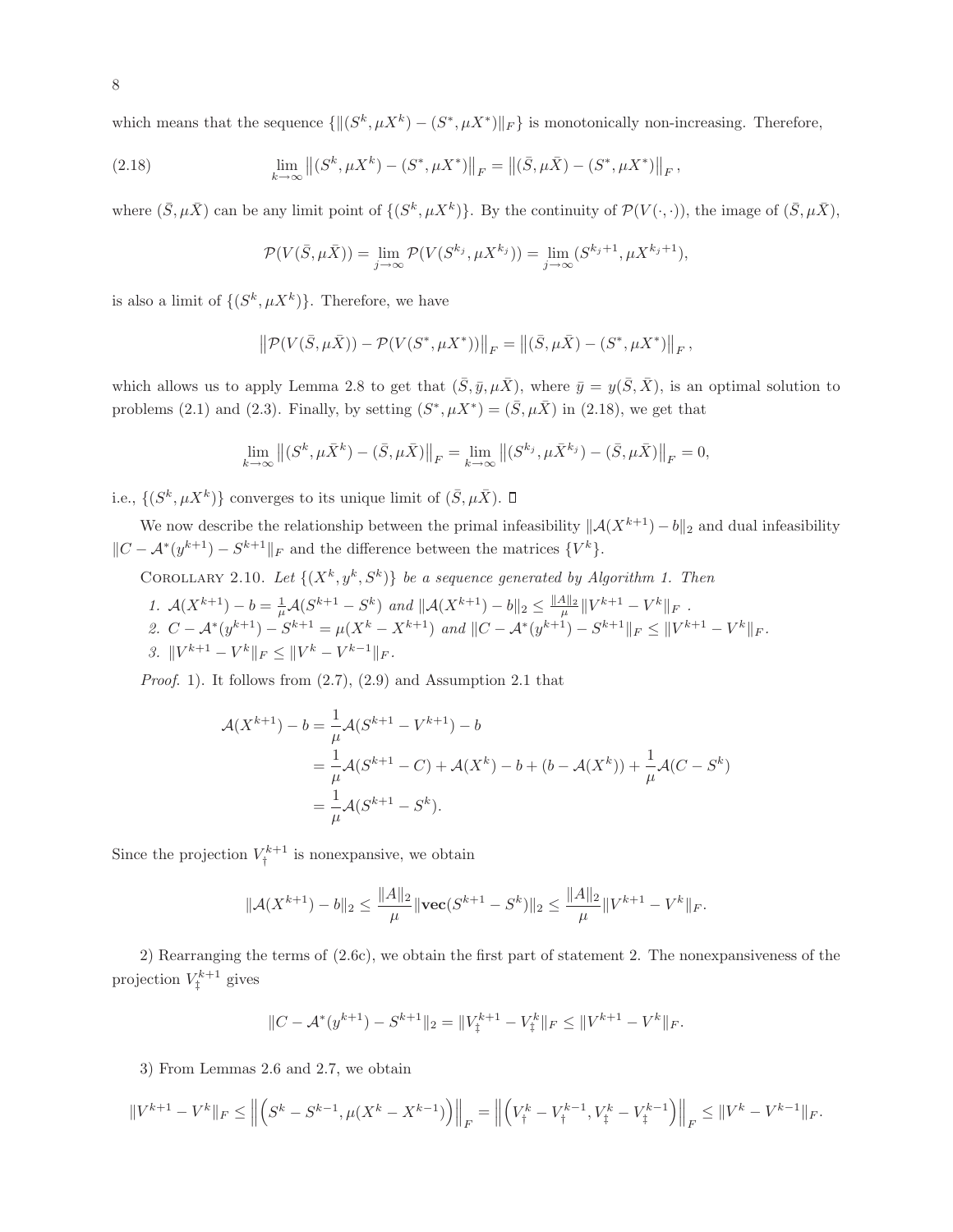which means that the sequence $\{\|(S^k, \mu X^k) - (S^*, \mu X^*)\|_F\}$ is monotonically non-increasing. Therefore,

$$
\lim_{k\to\infty} \left\|(S^k, \mu X^k) - (S^*, \mu X^*)\right\|_F = \left\|(\bar{S}, \mu \bar{X}) - (S^*, \mu X^*)\right\|_F, \tag{2.18}
$$

where $(\bar{S}, \mu\bar{X})$ can be any limit point of $\{(S^k, \mu X^k)\}$. By the continuity of $\mathcal{P}(V(\cdot,\cdot))$, the image of $(\bar{S}, \mu\bar{X})$,

$$
\mathcal{P}(V(\bar{S}, \mu\bar{X})) = \lim_{j\to\infty} \mathcal{P}(V(S^{k_j}, \mu X^{k_j})) = \lim_{j\to\infty} (S^{k_j+1}, \mu X^{k_j+1}),
$$

is also a limit of $\{(S^k, \mu X^k)\}$. Therefore, we have

$$
\left\|\mathcal{P}(V(\bar{S}, \mu\bar{X})) - \mathcal{P}(V(S^*, \mu X^*))\right\|_F = \left\|(\bar{S}, \mu\bar{X}) - (S^*, \mu X^*)\right\|_F,
$$

which allows us to apply Lemma 2.8 to get that $(\bar{S}, \bar{y}, \mu\bar{X})$, where $\bar{y} = y(\bar{S}, \bar{X})$, is an optimal solution to problems (2.1) and (2.3). Finally, by setting $(S^*, \mu X^*) = (\bar{S}, \mu\bar{X})$ in (2.18), we get that

$$
\lim_{k\to\infty} \left\|(S^k, \mu\bar{X}^k) - (\bar{S}, \mu\bar{X})\right\|_F = \lim_{k\to\infty} \left\|(S^{k_j}, \mu\bar{X}^{k_j}) - (\bar{S}, \mu\bar{X})\right\|_F = 0,
$$

i.e., $\{(S^k, \mu X^k)\}$ converges to its unique limit of $(\bar{S}, \mu\bar{X})$. $\square$

We now describe the relationship between the primal infeasibility $\|\mathcal{A}(X^{k+1}) - b\|_2$ and dual infeasibility $\|C - \mathcal{A}^*(y^{k+1}) - S^{k+1}\|_F$ and the difference between the matrices $\{V^k\}$.

COROLLARY 2.10. *Let $\{(X^k, y^k, S^k)\}$ be a sequence generated by Algorithm 1. Then*

1. $\mathcal{A}(X^{k+1}) - b = \frac{1}{\mu}\mathcal{A}(S^{k+1} - S^k)$ *and* $\|\mathcal{A}(X^{k+1}) - b\|_2 \le \frac{\|A\|_2}{\mu}\|V^{k+1} - V^k\|_F$ .
2. $C - \mathcal{A}^*(y^{k+1}) - S^{k+1} = \mu(X^k - X^{k+1})$ *and* $\|C - \mathcal{A}^*(y^{k+1}) - S^{k+1}\|_F \le \|V^{k+1} - V^k\|_F$.
3. $\|V^{k+1} - V^k\|_F \le \|V^k - V^{k-1}\|_F$.

*Proof.* 1). It follows from (2.7), (2.9) and Assumption 2.1 that

$$
\begin{aligned}
\mathcal{A}(X^{k+1}) - b &= \frac{1}{\mu}\mathcal{A}(S^{k+1} - V^{k+1}) - b \\
&= \frac{1}{\mu}\mathcal{A}(S^{k+1} - C) + \mathcal{A}(X^k) - b + (b - \mathcal{A}(X^k)) + \frac{1}{\mu}\mathcal{A}(C - S^k) \\
&= \frac{1}{\mu}\mathcal{A}(S^{k+1} - S^k).
\end{aligned}
$$

Since the projection $V_{\dagger}^{k+1}$ is nonexpansive, we obtain

$$
\|\mathcal{A}(X^{k+1}) - b\|_2 \le \frac{\|A\|_2}{\mu}\|\mathbf{vec}(S^{k+1} - S^k)\|_2 \le \frac{\|A\|_2}{\mu}\|V^{k+1} - V^k\|_F.
$$

2) Rearranging the terms of (2.6c), we obtain the first part of statement 2. The nonexpansiveness of the projection $V_{\ddagger}^{k+1}$ gives

$$
\|C - \mathcal{A}^*(y^{k+1}) - S^{k+1}\|_2 = \|V_{\ddagger}^{k+1} - V_{\ddagger}^k\|_F \le \|V^{k+1} - V^k\|_F.
$$

3) From Lemmas 2.6 and 2.7, we obtain

$$
\|V^{k+1} - V^k\|_F \le \left\|\left(S^k - S^{k-1}, \mu(X^k - X^{k-1})\right)\right\|_F = \left\|\left(V_{\dagger}^k - V_{\dagger}^{k-1}, V_{\ddagger}^k - V_{\ddagger}^{k-1}\right)\right\|_F \le \|V^k - V^{k-1}\|_F.
$$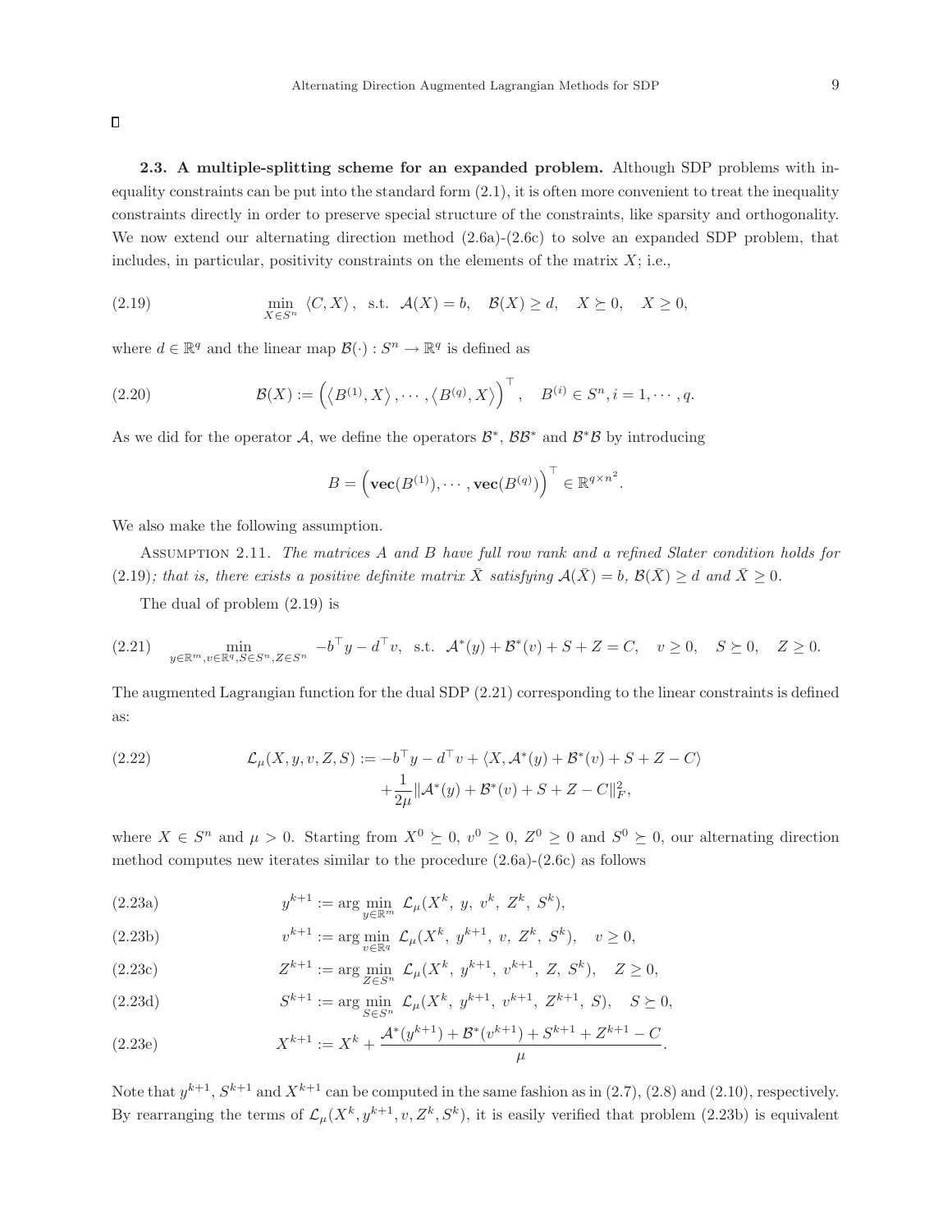□

**2.3. A multiple-splitting scheme for an expanded problem.** Although SDP problems with inequality constraints can be put into the standard form (2.1), it is often more convenient to treat the inequality constraints directly in order to preserve special structure of the constraints, like sparsity and orthogonality. We now extend our alternating direction method (2.6a)-(2.6c) to solve an expanded SDP problem, that includes, in particular, positivity constraints on the elements of the matrix $X$; i.e.,

$$\min_{X \in S^n} \langle C, X \rangle, \quad \text{s.t.} \quad \mathcal{A}(X) = b, \quad \mathcal{B}(X) \geq d, \quad X \succeq 0, \quad X \geq 0, \tag{2.19}$$

where $d \in \mathbb{R}^q$ and the linear map $\mathcal{B}(\cdot) : S^n \to \mathbb{R}^q$ is defined as

$$\mathcal{B}(X) := \left( \langle B^{(1)}, X \rangle, \cdots, \langle B^{(q)}, X \rangle \right)^\top, \quad B^{(i)} \in S^n, i = 1, \cdots, q. \tag{2.20}$$

As we did for the operator $\mathcal{A}$, we define the operators $\mathcal{B}^*$, $\mathcal{B}\mathcal{B}^*$ and $\mathcal{B}^*\mathcal{B}$ by introducing

$$B = \left( \mathbf{vec}(B^{(1)}), \cdots, \mathbf{vec}(B^{(q)}) \right)^\top \in \mathbb{R}^{q \times n^2}.$$

We also make the following assumption.

Assumption 2.11. *The matrices $A$ and $B$ have full row rank and a refined Slater condition holds for (2.19); that is, there exists a positive definite matrix $\bar{X}$ satisfying $\mathcal{A}(\bar{X}) = b$, $\mathcal{B}(\bar{X}) \geq d$ and $\bar{X} \geq 0$.*

The dual of problem (2.19) is

$$\min_{y \in \mathbb{R}^m, v \in \mathbb{R}^q, S \in S^n, Z \in S^n} -b^\top y - d^\top v, \quad \text{s.t.} \quad \mathcal{A}^*(y) + \mathcal{B}^*(v) + S + Z = C, \quad v \geq 0, \quad S \succeq 0, \quad Z \geq 0. \tag{2.21}$$

The augmented Lagrangian function for the dual SDP (2.21) corresponding to the linear constraints is defined as:

$$\begin{aligned} \mathcal{L}_\mu(X, y, v, Z, S) := & -b^\top y - d^\top v + \langle X, \mathcal{A}^*(y) + \mathcal{B}^*(v) + S + Z - C \rangle \\ & + \frac{1}{2\mu} \|\mathcal{A}^*(y) + \mathcal{B}^*(v) + S + Z - C\|_F^2, \end{aligned} \tag{2.22}$$

where $X \in S^n$ and $\mu > 0$. Starting from $X^0 \succeq 0$, $v^0 \geq 0$, $Z^0 \geq 0$ and $S^0 \succeq 0$, our alternating direction method computes new iterates similar to the procedure (2.6a)-(2.6c) as follows

$$y^{k+1} := \arg\min_{y \in \mathbb{R}^m} \mathcal{L}_\mu(X^k, y, v^k, Z^k, S^k), \tag{2.23a}$$

$$v^{k+1} := \arg\min_{v \in \mathbb{R}^q} \mathcal{L}_\mu(X^k, y^{k+1}, v, Z^k, S^k), \quad v \geq 0, \tag{2.23b}$$

$$Z^{k+1} := \arg\min_{Z \in S^n} \mathcal{L}_\mu(X^k, y^{k+1}, v^{k+1}, Z, S^k), \quad Z \geq 0, \tag{2.23c}$$

$$S^{k+1} := \arg\min_{S \in S^n} \mathcal{L}_\mu(X^k, y^{k+1}, v^{k+1}, Z^{k+1}, S), \quad S \succeq 0, \tag{2.23d}$$

$$X^{k+1} := X^k + \frac{\mathcal{A}^*(y^{k+1}) + \mathcal{B}^*(v^{k+1}) + S^{k+1} + Z^{k+1} - C}{\mu}. \tag{2.23e}$$

Note that $y^{k+1}$, $S^{k+1}$ and $X^{k+1}$ can be computed in the same fashion as in (2.7), (2.8) and (2.10), respectively. By rearranging the terms of $\mathcal{L}_\mu(X^k, y^{k+1}, v, Z^k, S^k)$, it is easily verified that problem (2.23b) is equivalent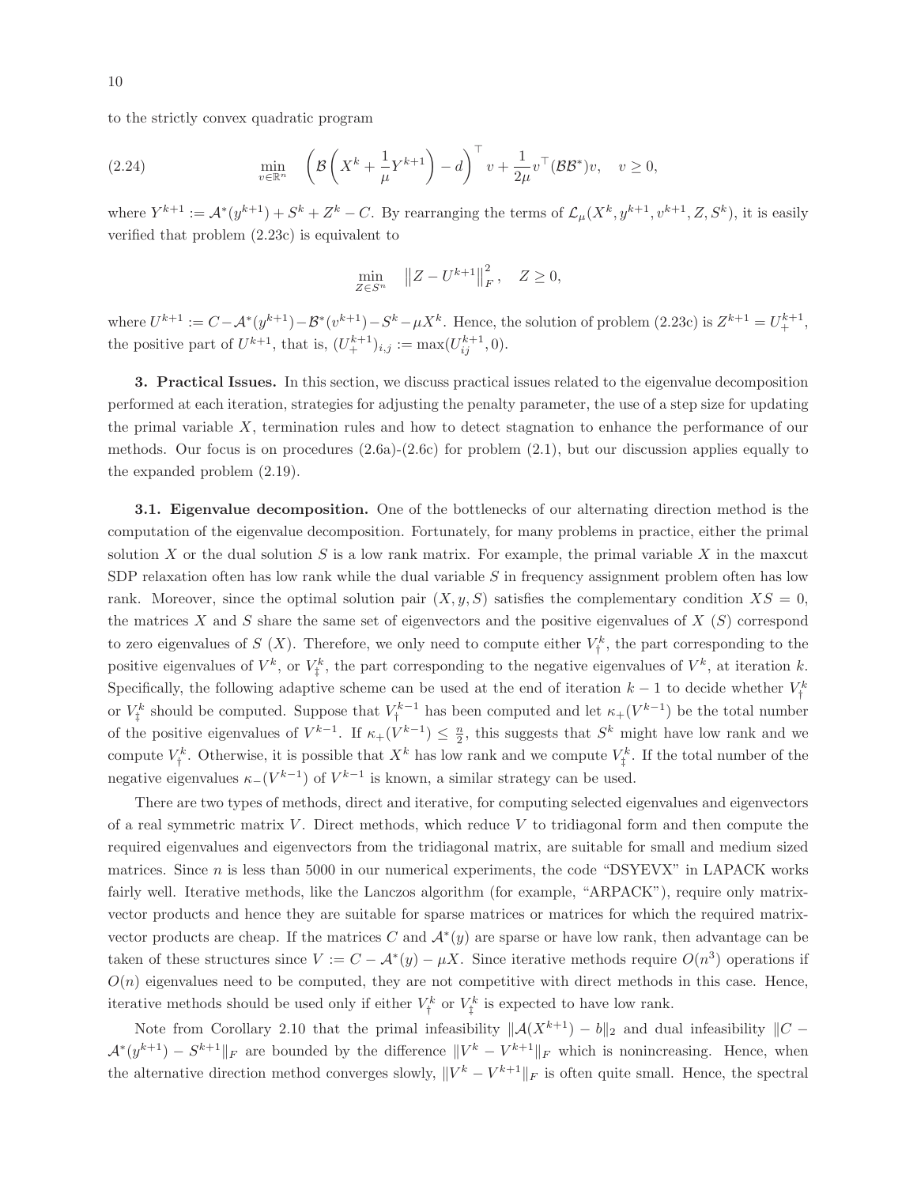to the strictly convex quadratic program

$$\min_{v\in\mathbb{R}^n} \quad \left(\mathcal{B}\left(X^k + \frac{1}{\mu}Y^{k+1}\right) - d\right)^\top v + \frac{1}{2\mu} v^\top (\mathcal{B}\mathcal{B}^*) v, \quad v \geq 0, \tag{2.24}$$

where $Y^{k+1} := \mathcal{A}^*(y^{k+1}) + S^k + Z^k - C$. By rearranging the terms of $\mathcal{L}_\mu(X^k, y^{k+1}, v^{k+1}, Z, S^k)$, it is easily verified that problem (2.23c) is equivalent to

$$\min_{Z\in S^n} \quad \left\|Z - U^{k+1}\right\|_F^2, \quad Z \geq 0,$$

where $U^{k+1} := C - \mathcal{A}^*(y^{k+1}) - \mathcal{B}^*(v^{k+1}) - S^k - \mu X^k$. Hence, the solution of problem (2.23c) is $Z^{k+1} = U_+^{k+1}$, the positive part of $U^{k+1}$, that is, $(U_+^{k+1})_{i,j} := \max(U_{ij}^{k+1}, 0)$.

## 3. Practical Issues.

In this section, we discuss practical issues related to the eigenvalue decomposition performed at each iteration, strategies for adjusting the penalty parameter, the use of a step size for updating the primal variable $X$, termination rules and how to detect stagnation to enhance the performance of our methods. Our focus is on procedures (2.6a)-(2.6c) for problem (2.1), but our discussion applies equally to the expanded problem (2.19).

### 3.1. Eigenvalue decomposition.

One of the bottlenecks of our alternating direction method is the computation of the eigenvalue decomposition. Fortunately, for many problems in practice, either the primal solution $X$ or the dual solution $S$ is a low rank matrix. For example, the primal variable $X$ in the maxcut SDP relaxation often has low rank while the dual variable $S$ in frequency assignment problem often has low rank. Moreover, since the optimal solution pair $(X, y, S)$ satisfies the complementary condition $XS = 0$, the matrices $X$ and $S$ share the same set of eigenvectors and the positive eigenvalues of $X$ ($S$) correspond to zero eigenvalues of $S$ ($X$). Therefore, we only need to compute either $V_\dagger^k$, the part corresponding to the positive eigenvalues of $V^k$, or $V_\ddagger^k$, the part corresponding to the negative eigenvalues of $V^k$, at iteration $k$. Specifically, the following adaptive scheme can be used at the end of iteration $k-1$ to decide whether $V_\dagger^k$ or $V_\ddagger^k$ should be computed. Suppose that $V_\dagger^{k-1}$ has been computed and let $\kappa_+(V^{k-1})$ be the total number of the positive eigenvalues of $V^{k-1}$. If $\kappa_+(V^{k-1}) \leq \frac{n}{2}$, this suggests that $S^k$ might have low rank and we compute $V_\dagger^k$. Otherwise, it is possible that $X^k$ has low rank and we compute $V_\ddagger^k$. If the total number of the negative eigenvalues $\kappa_-(V^{k-1})$ of $V^{k-1}$ is known, a similar strategy can be used.

There are two types of methods, direct and iterative, for computing selected eigenvalues and eigenvectors of a real symmetric matrix $V$. Direct methods, which reduce $V$ to tridiagonal form and then compute the required eigenvalues and eigenvectors from the tridiagonal matrix, are suitable for small and medium sized matrices. Since $n$ is less than 5000 in our numerical experiments, the code "DSYEVX" in LAPACK works fairly well. Iterative methods, like the Lanczos algorithm (for example, "ARPACK"), require only matrix-vector products and hence they are suitable for sparse matrices or matrices for which the required matrix-vector products are cheap. If the matrices $C$ and $\mathcal{A}^*(y)$ are sparse or have low rank, then advantage can be taken of these structures since $V := C - \mathcal{A}^*(y) - \mu X$. Since iterative methods require $O(n^3)$ operations if $O(n)$ eigenvalues need to be computed, they are not competitive with direct methods in this case. Hence, iterative methods should be used only if either $V_\dagger^k$ or $V_\ddagger^k$ is expected to have low rank.

Note from Corollary 2.10 that the primal infeasibility $\|\mathcal{A}(X^{k+1}) - b\|_2$ and dual infeasibility $\|C - \mathcal{A}^*(y^{k+1}) - S^{k+1}\|_F$ are bounded by the difference $\|V^k - V^{k+1}\|_F$ which is nonincreasing. Hence, when the alternative direction method converges slowly, $\|V^k - V^{k+1}\|_F$ is often quite small. Hence, the spectral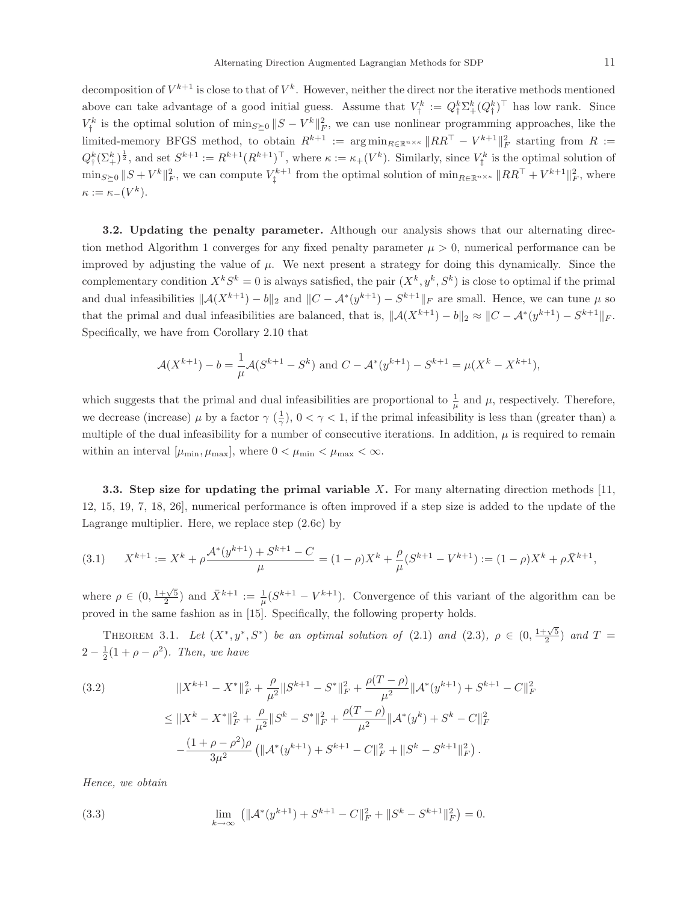decomposition of $V^{k+1}$ is close to that of $V^k$. However, neither the direct nor the iterative methods mentioned above can take advantage of a good initial guess. Assume that $V_\dagger^k := Q_\dagger^k \Sigma_+^k (Q_\dagger^k)^\top$ has low rank. Since $V_\dagger^k$ is the optimal solution of $\min_{S\succeq 0} \|S - V^k\|_F^2$, we can use nonlinear programming approaches, like the limited-memory BFGS method, to obtain $R^{k+1} := \arg\min_{R\in\mathbb{R}^{n\times\kappa}} \|RR^\top - V^{k+1}\|_F^2$ starting from $R := Q_\dagger^k (\Sigma_+^k)^{\frac{1}{2}}$, and set $S^{k+1} := R^{k+1}(R^{k+1})^\top$, where $\kappa := \kappa_+(V^k)$. Similarly, since $V_\ddagger^k$ is the optimal solution of $\min_{S\succeq 0} \|S + V^k\|_F^2$, we can compute $V_\ddagger^{k+1}$ from the optimal solution of $\min_{R\in\mathbb{R}^{n\times\kappa}} \|RR^\top + V^{k+1}\|_F^2$, where $\kappa := \kappa_-(V^k)$.

**3.2. Updating the penalty parameter.** Although our analysis shows that our alternating direction method Algorithm 1 converges for any fixed penalty parameter $\mu > 0$, numerical performance can be improved by adjusting the value of $\mu$. We next present a strategy for doing this dynamically. Since the complementary condition $X^k S^k = 0$ is always satisfied, the pair $(X^k, y^k, S^k)$ is close to optimal if the primal and dual infeasibilities $\|\mathcal{A}(X^{k+1}) - b\|_2$ and $\|C - \mathcal{A}^*(y^{k+1}) - S^{k+1}\|_F$ are small. Hence, we can tune $\mu$ so that the primal and dual infeasibilities are balanced, that is, $\|\mathcal{A}(X^{k+1}) - b\|_2 \approx \|C - \mathcal{A}^*(y^{k+1}) - S^{k+1}\|_F$. Specifically, we have from Corollary 2.10 that

$$\mathcal{A}(X^{k+1}) - b = \frac{1}{\mu}\mathcal{A}(S^{k+1} - S^k) \text{ and } C - \mathcal{A}^*(y^{k+1}) - S^{k+1} = \mu(X^k - X^{k+1}),$$

which suggests that the primal and dual infeasibilities are proportional to $\frac{1}{\mu}$ and $\mu$, respectively. Therefore, we decrease (increase) $\mu$ by a factor $\gamma$ ($\frac{1}{\gamma}$), $0 < \gamma < 1$, if the primal infeasibility is less than (greater than) a multiple of the dual infeasibility for a number of consecutive iterations. In addition, $\mu$ is required to remain within an interval $[\mu_{\min}, \mu_{\max}]$, where $0 < \mu_{\min} < \mu_{\max} < \infty$.

**3.3. Step size for updating the primal variable $X$.** For many alternating direction methods [11, 12, 15, 19, 7, 18, 26], numerical performance is often improved if a step size is added to the update of the Lagrange multiplier. Here, we replace step (2.6c) by

$$X^{k+1} := X^k + \rho\frac{\mathcal{A}^*(y^{k+1}) + S^{k+1} - C}{\mu} = (1-\rho)X^k + \frac{\rho}{\mu}(S^{k+1} - V^{k+1}) := (1-\rho)X^k + \rho\bar{X}^{k+1}, \tag{3.1}$$

where $\rho \in (0, \frac{1+\sqrt{5}}{2})$ and $\bar{X}^{k+1} := \frac{1}{\mu}(S^{k+1} - V^{k+1})$. Convergence of this variant of the algorithm can be proved in the same fashion as in [15]. Specifically, the following property holds.

THEOREM 3.1. *Let $(X^*, y^*, S^*)$ be an optimal solution of (2.1) and (2.3), $\rho \in (0, \frac{1+\sqrt{5}}{2})$ and $T = 2 - \frac{1}{2}(1 + \rho - \rho^2)$. Then, we have*

$$\begin{aligned}
&\|X^{k+1} - X^*\|_F^2 + \frac{\rho}{\mu^2}\|S^{k+1} - S^*\|_F^2 + \frac{\rho(T-\rho)}{\mu^2}\|\mathcal{A}^*(y^{k+1}) + S^{k+1} - C\|_F^2 \\
\leq\ &\|X^k - X^*\|_F^2 + \frac{\rho}{\mu^2}\|S^k - S^*\|_F^2 + \frac{\rho(T-\rho)}{\mu^2}\|\mathcal{A}^*(y^k) + S^k - C\|_F^2 \\
&-\frac{(1+\rho-\rho^2)\rho}{3\mu^2}\left(\|\mathcal{A}^*(y^{k+1}) + S^{k+1} - C\|_F^2 + \|S^k - S^{k+1}\|_F^2\right).
\end{aligned} \tag{3.2}$$

*Hence, we obtain*

$$\lim_{k\to\infty} \left(\|\mathcal{A}^*(y^{k+1}) + S^{k+1} - C\|_F^2 + \|S^k - S^{k+1}\|_F^2\right) = 0. \tag{3.3}$$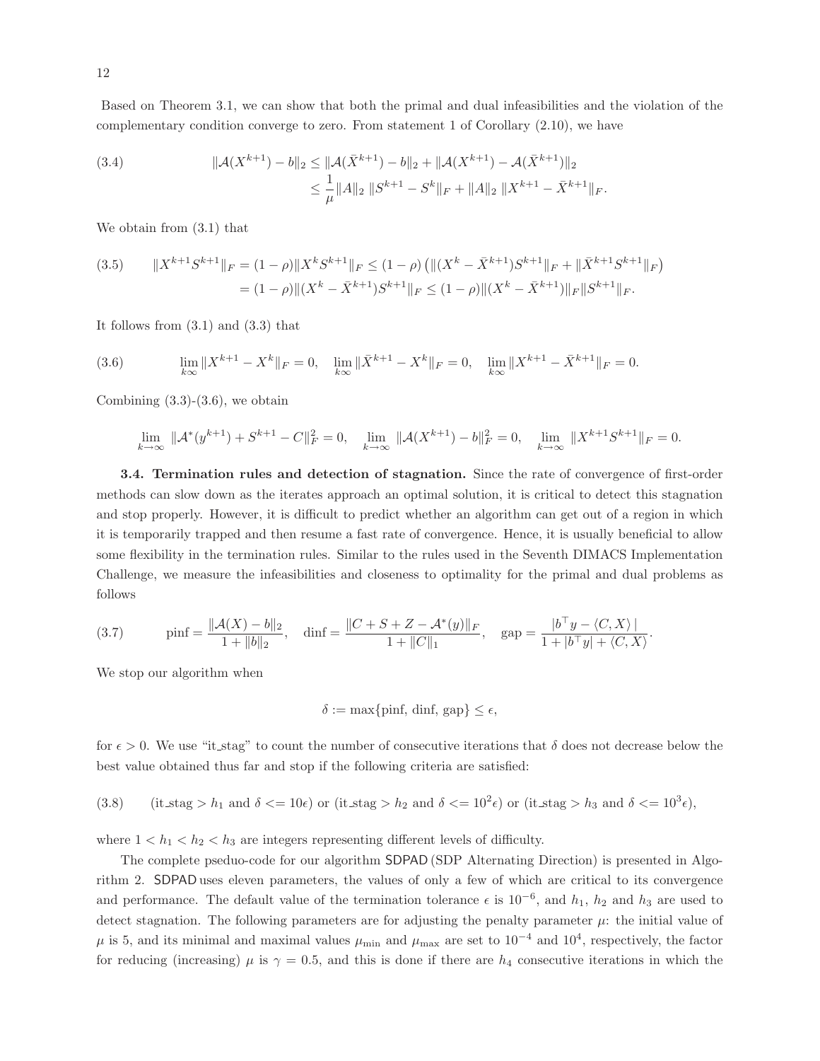Based on Theorem 3.1, we can show that both the primal and dual infeasibilities and the violation of the complementary condition converge to zero. From statement 1 of Corollary (2.10), we have

$$
\begin{aligned}
\|\mathcal{A}(X^{k+1}) - b\|_2 &\leq \|\mathcal{A}(\bar{X}^{k+1}) - b\|_2 + \|\mathcal{A}(X^{k+1}) - \mathcal{A}(\bar{X}^{k+1})\|_2 \\
&\leq \frac{1}{\mu}\|A\|_2 \, \|S^{k+1} - S^k\|_F + \|A\|_2 \, \|X^{k+1} - \bar{X}^{k+1}\|_F.
\end{aligned}
\tag{3.4}
$$

We obtain from (3.1) that

$$
\begin{aligned}
\|X^{k+1}S^{k+1}\|_F = (1-\rho)\|X^k S^{k+1}\|_F &\leq (1-\rho)\left(\|(X^k - \bar{X}^{k+1})S^{k+1}\|_F + \|\bar{X}^{k+1}S^{k+1}\|_F\right) \\
&= (1-\rho)\|(X^k - \bar{X}^{k+1})S^{k+1}\|_F \leq (1-\rho)\|(X^k - \bar{X}^{k+1})\|_F \|S^{k+1}\|_F.
\end{aligned}
\tag{3.5}
$$

It follows from (3.1) and (3.3) that

$$
\lim_{k\infty} \|X^{k+1} - X^k\|_F = 0, \quad \lim_{k\infty} \|\bar{X}^{k+1} - X^k\|_F = 0, \quad \lim_{k\infty} \|X^{k+1} - \bar{X}^{k+1}\|_F = 0.
\tag{3.6}
$$

Combining (3.3)-(3.6), we obtain

$$
\lim_{k\to\infty} \|\mathcal{A}^*(y^{k+1}) + S^{k+1} - C\|_F^2 = 0, \quad \lim_{k\to\infty} \|\mathcal{A}(X^{k+1}) - b\|_F^2 = 0, \quad \lim_{k\to\infty} \|X^{k+1}S^{k+1}\|_F = 0.
$$

**3.4. Termination rules and detection of stagnation.** Since the rate of convergence of first-order methods can slow down as the iterates approach an optimal solution, it is critical to detect this stagnation and stop properly. However, it is difficult to predict whether an algorithm can get out of a region in which it is temporarily trapped and then resume a fast rate of convergence. Hence, it is usually beneficial to allow some flexibility in the termination rules. Similar to the rules used in the Seventh DIMACS Implementation Challenge, we measure the infeasibilities and closeness to optimality for the primal and dual problems as follows

$$
\text{pinf} = \frac{\|\mathcal{A}(X) - b\|_2}{1 + \|b\|_2}, \quad \text{dinf} = \frac{\|C + S + Z - \mathcal{A}^*(y)\|_F}{1 + \|C\|_1}, \quad \text{gap} = \frac{|b^\top y - \langle C, X\rangle\,|}{1 + |b^\top y| + \langle C, X\rangle}.
\tag{3.7}
$$

We stop our algorithm when

$$
\delta := \max\{\text{pinf}, \text{dinf}, \text{gap}\} \leq \epsilon,
$$

for $\epsilon > 0$. We use "it_stag" to count the number of consecutive iterations that $\delta$ does not decrease below the best value obtained thus far and stop if the following criteria are satisfied:

$$
(\text{it\_stag} > h_1 \text{ and } \delta <= 10\epsilon) \text{ or } (\text{it\_stag} > h_2 \text{ and } \delta <= 10^2\epsilon) \text{ or } (\text{it\_stag} > h_3 \text{ and } \delta <= 10^3\epsilon),
\tag{3.8}
$$

where $1 < h_1 < h_2 < h_3$ are integers representing different levels of difficulty.

The complete pseduo-code for our algorithm SDPAD (SDP Alternating Direction) is presented in Algorithm 2. SDPAD uses eleven parameters, the values of only a few of which are critical to its convergence and performance. The default value of the termination tolerance $\epsilon$ is $10^{-6}$, and $h_1$, $h_2$ and $h_3$ are used to detect stagnation. The following parameters are for adjusting the penalty parameter $\mu$: the initial value of $\mu$ is 5, and its minimal and maximal values $\mu_{\min}$ and $\mu_{\max}$ are set to $10^{-4}$ and $10^4$, respectively, the factor for reducing (increasing) $\mu$ is $\gamma = 0.5$, and this is done if there are $h_4$ consecutive iterations in which the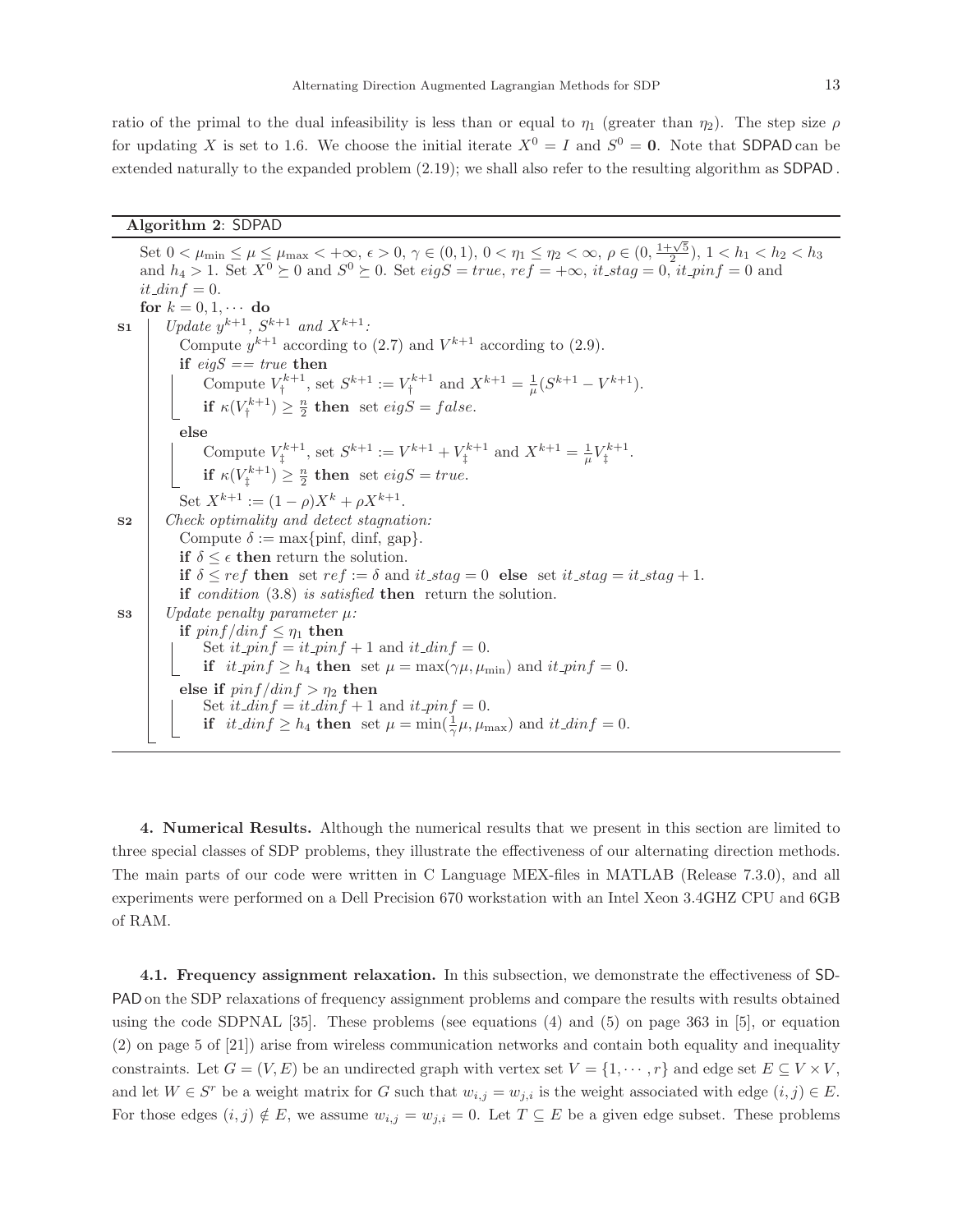ratio of the primal to the dual infeasibility is less than or equal to $\eta_1$ (greater than $\eta_2$). The step size $\rho$ for updating $X$ is set to 1.6. We choose the initial iterate $X^0 = I$ and $S^0 = \mathbf{0}$. Note that SDPAD can be extended naturally to the expanded problem (2.19); we shall also refer to the resulting algorithm as SDPAD .

**Algorithm 2**: SDPAD

Set $0 < \mu_{\min} \leq \mu \leq \mu_{\max} < +\infty$, $\epsilon > 0$, $\gamma \in (0,1)$, $0 < \eta_1 \leq \eta_2 < \infty$, $\rho \in (0, \frac{1+\sqrt{5}}{2})$, $1 < h_1 < h_2 < h_3$ and $h_4 > 1$. Set $X^0 \succeq 0$ and $S^0 \succeq 0$. Set $eigS = true$, $ref = +\infty$, $it\_stag = 0$, $it\_pinf = 0$ and $it\_dinf = 0$.

**for** $k = 0, 1, \cdots$ **do**

- **S1** *Update $y^{k+1}$, $S^{k+1}$ and $X^{k+1}$:*
  - Compute $y^{k+1}$ according to (2.7) and $V^{k+1}$ according to (2.9).
  - **if** $eigS == true$ **then**
    - Compute $V_\dagger^{k+1}$, set $S^{k+1} := V_\dagger^{k+1}$ and $X^{k+1} = \frac{1}{\mu}(S^{k+1} - V^{k+1})$.
    - **if** $\kappa(V_\dagger^{k+1}) \geq \frac{n}{2}$ **then** set $eigS = false$.
  - **else**
    - Compute $V_\ddagger^{k+1}$, set $S^{k+1} := V^{k+1} + V_\ddagger^{k+1}$ and $X^{k+1} = \frac{1}{\mu} V_\ddagger^{k+1}$.
    - **if** $\kappa(V_\ddagger^{k+1}) \geq \frac{n}{2}$ **then** set $eigS = true$.
  - Set $X^{k+1} := (1-\rho)X^k + \rho X^{k+1}$.
- **S2** *Check optimality and detect stagnation:*
  - Compute $\delta := \max\{\text{pinf}, \text{dinf}, \text{gap}\}$.
  - **if** $\delta \leq \epsilon$ **then** return the solution.
  - **if** $\delta \leq ref$ **then** set $ref := \delta$ and $it\_stag = 0$ **else** set $it\_stag = it\_stag + 1$.
  - **if** *condition* (3.8) *is satisfied* **then** return the solution.
- **S3** *Update penalty parameter $\mu$:*
  - **if** $pinf/dinf \leq \eta_1$ **then**
    - Set $it\_pinf = it\_pinf + 1$ and $it\_dinf = 0$.
    - **if** $it\_pinf \geq h_4$ **then** set $\mu = \max(\gamma\mu, \mu_{\min})$ and $it\_pinf = 0$.
  - **else if** $pinf/dinf > \eta_2$ **then**
    - Set $it\_dinf = it\_dinf + 1$ and $it\_pinf = 0$.
    - **if** $it\_dinf \geq h_4$ **then** set $\mu = \min(\frac{1}{\gamma}\mu, \mu_{\max})$ and $it\_dinf = 0$.

**4. Numerical Results.** Although the numerical results that we present in this section are limited to three special classes of SDP problems, they illustrate the effectiveness of our alternating direction methods. The main parts of our code were written in C Language MEX-files in MATLAB (Release 7.3.0), and all experiments were performed on a Dell Precision 670 workstation with an Intel Xeon 3.4GHZ CPU and 6GB of RAM.

**4.1. Frequency assignment relaxation.** In this subsection, we demonstrate the effectiveness of SDPAD on the SDP relaxations of frequency assignment problems and compare the results with results obtained using the code SDPNAL [35]. These problems (see equations (4) and (5) on page 363 in [5], or equation (2) on page 5 of [21]) arise from wireless communication networks and contain both equality and inequality constraints. Let $G = (V, E)$ be an undirected graph with vertex set $V = \{1, \cdots, r\}$ and edge set $E \subseteq V \times V$, and let $W \in S^r$ be a weight matrix for $G$ such that $w_{i,j} = w_{j,i}$ is the weight associated with edge $(i,j) \in E$. For those edges $(i,j) \notin E$, we assume $w_{i,j} = w_{j,i} = 0$. Let $T \subseteq E$ be a given edge subset. These problems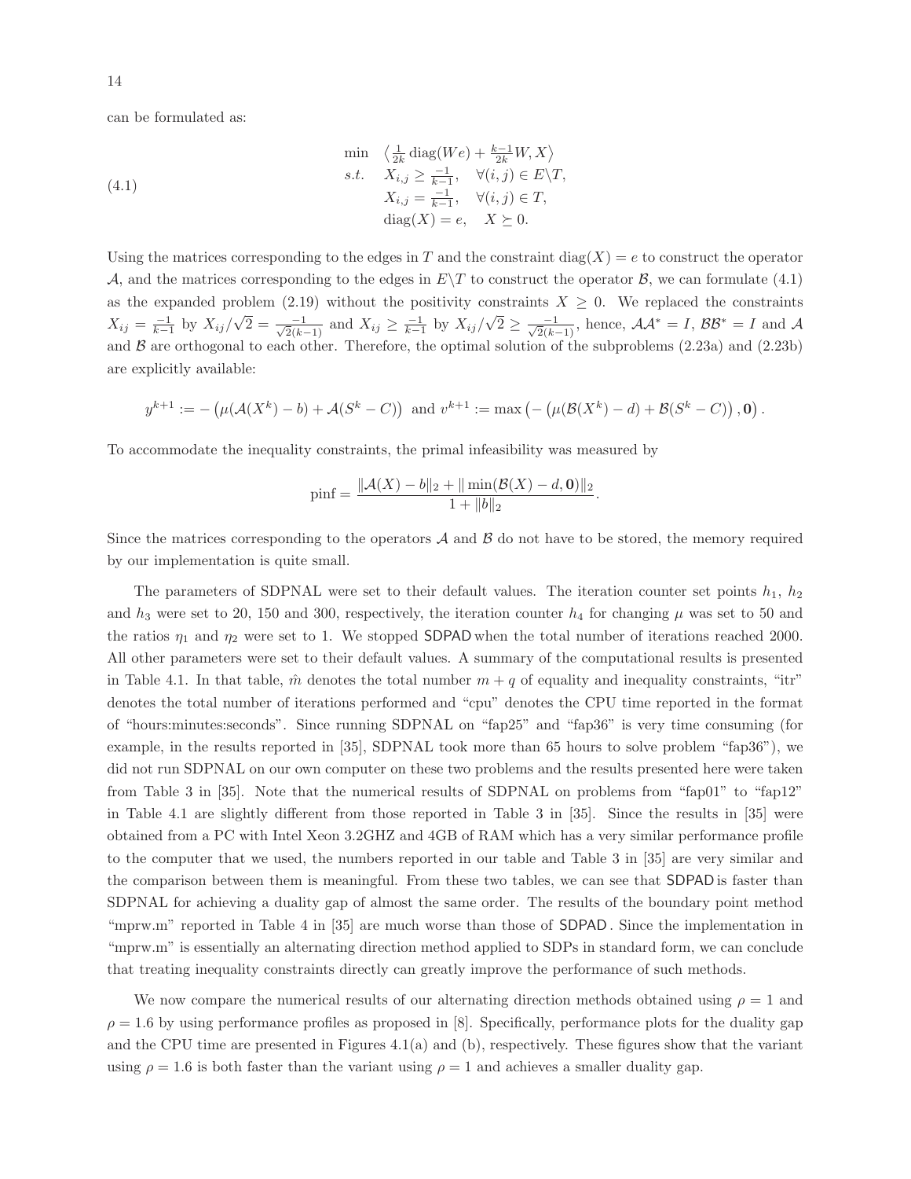can be formulated as:

$$
\begin{array}{ll}
\min & \left\langle \frac{1}{2k}\operatorname{diag}(We) + \frac{k-1}{2k}W, X \right\rangle \\
s.t. & X_{i,j} \geq \frac{-1}{k-1}, \quad \forall (i,j) \in E \backslash T, \\
& X_{i,j} = \frac{-1}{k-1}, \quad \forall (i,j) \in T, \\
& \operatorname{diag}(X) = e, \quad X \succeq 0.
\end{array} \tag{4.1}
$$

Using the matrices corresponding to the edges in $T$ and the constraint $\operatorname{diag}(X) = e$ to construct the operator $\mathcal{A}$, and the matrices corresponding to the edges in $E \backslash T$ to construct the operator $\mathcal{B}$, we can formulate (4.1) as the expanded problem (2.19) without the positivity constraints $X \geq 0$. We replaced the constraints $X_{ij} = \frac{-1}{k-1}$ by $X_{ij}/\sqrt{2} = \frac{-1}{\sqrt{2}(k-1)}$ and $X_{ij} \geq \frac{-1}{k-1}$ by $X_{ij}/\sqrt{2} \geq \frac{-1}{\sqrt{2}(k-1)}$, hence, $\mathcal{A}\mathcal{A}^* = I$, $\mathcal{B}\mathcal{B}^* = I$ and $\mathcal{A}$ and $\mathcal{B}$ are orthogonal to each other. Therefore, the optimal solution of the subproblems (2.23a) and (2.23b) are explicitly available:

$$
y^{k+1} := -\left(\mu(\mathcal{A}(X^k) - b) + \mathcal{A}(S^k - C)\right) \text{ and } v^{k+1} := \max\left(-\left(\mu(\mathcal{B}(X^k) - d) + \mathcal{B}(S^k - C)\right), \mathbf{0}\right).
$$

To accommodate the inequality constraints, the primal infeasibility was measured by

$$
\text{pinf} = \frac{\|\mathcal{A}(X) - b\|_2 + \|\min(\mathcal{B}(X) - d, \mathbf{0})\|_2}{1 + \|b\|_2}.
$$

Since the matrices corresponding to the operators $\mathcal{A}$ and $\mathcal{B}$ do not have to be stored, the memory required by our implementation is quite small.

The parameters of SDPNAL were set to their default values. The iteration counter set points $h_1$, $h_2$ and $h_3$ were set to 20, 150 and 300, respectively, the iteration counter $h_4$ for changing $\mu$ was set to 50 and the ratios $\eta_1$ and $\eta_2$ were set to 1. We stopped SDPAD when the total number of iterations reached 2000. All other parameters were set to their default values. A summary of the computational results is presented in Table 4.1. In that table, $\hat{m}$ denotes the total number $m + q$ of equality and inequality constraints, "itr" denotes the total number of iterations performed and "cpu" denotes the CPU time reported in the format of "hours:minutes:seconds". Since running SDPNAL on "fap25" and "fap36" is very time consuming (for example, in the results reported in [35], SDPNAL took more than 65 hours to solve problem "fap36"), we did not run SDPNAL on our own computer on these two problems and the results presented here were taken from Table 3 in [35]. Note that the numerical results of SDPNAL on problems from "fap01" to "fap12" in Table 4.1 are slightly different from those reported in Table 3 in [35]. Since the results in [35] were obtained from a PC with Intel Xeon 3.2GHZ and 4GB of RAM which has a very similar performance profile to the computer that we used, the numbers reported in our table and Table 3 in [35] are very similar and the comparison between them is meaningful. From these two tables, we can see that SDPAD is faster than SDPNAL for achieving a duality gap of almost the same order. The results of the boundary point method "mprw.m" reported in Table 4 in [35] are much worse than those of SDPAD. Since the implementation in "mprw.m" is essentially an alternating direction method applied to SDPs in standard form, we can conclude that treating inequality constraints directly can greatly improve the performance of such methods.

We now compare the numerical results of our alternating direction methods obtained using $\rho = 1$ and $\rho = 1.6$ by using performance profiles as proposed in [8]. Specifically, performance plots for the duality gap and the CPU time are presented in Figures 4.1(a) and (b), respectively. These figures show that the variant using $\rho = 1.6$ is both faster than the variant using $\rho = 1$ and achieves a smaller duality gap.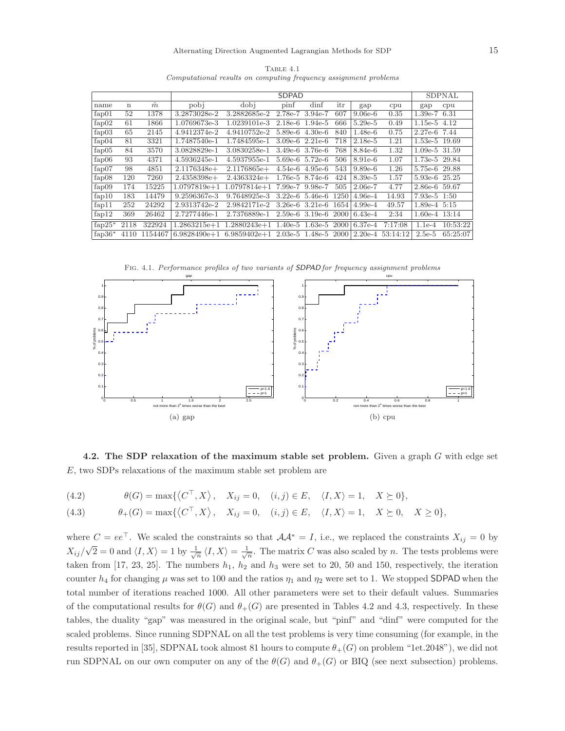TABLE 4.1
*Computational results on computing frequency assignment problems*

| | | | SDPAD | | | | | | | SDPNAL | |
|---|---|---|---|---|---|---|---|---|---|---|---|
| name | n | $\hat{m}$ | pobj | dobj | pinf | dinf | itr | gap | cpu | gap | cpu |
| fap01 | 52 | 1378 | 3.2873028e-2 | 3.2882685e-2 | 2.78e-7 | 3.94e-7 | 607 | 9.06e-6 | 0.35 | 1.39e-7 | 6.31 |
| fap02 | 61 | 1866 | 1.0769673e-3 | 1.0239101e-3 | 2.18e-6 | 1.94e-5 | 666 | 5.29e-5 | 0.49 | 1.15e-5 | 4.12 |
| fap03 | 65 | 2145 | 4.9412374e-2 | 4.9410752e-2 | 5.89e-6 | 4.30e-6 | 840 | 1.48e-6 | 0.75 | 2.27e-6 | 7.44 |
| fap04 | 81 | 3321 | 1.7487540e-1 | 1.7484595e-1 | 3.09e-6 | 2.21e-6 | 718 | 2.18e-5 | 1.21 | 1.53e-5 | 19.69 |
| fap05 | 84 | 3570 | 3.0828829e-1 | 3.0830258e-1 | 3.49e-6 | 3.76e-6 | 768 | 8.84e-6 | 1.32 | 1.09e-5 | 31.59 |
| fap06 | 93 | 4371 | 4.5936245e-1 | 4.5937955e-1 | 5.69e-6 | 5.72e-6 | 506 | 8.91e-6 | 1.07 | 1.73e-5 | 29.84 |
| fap07 | 98 | 4851 | 2.1176348e+ | 2.1176865e+ | 4.54e-6 | 4.95e-6 | 543 | 9.89e-6 | 1.26 | 5.75e-6 | 29.88 |
| fap08 | 120 | 7260 | 2.4358398e+ | 2.4363324e+ | 1.76e-5 | 8.74e-6 | 424 | 8.39e-5 | 1.57 | 5.93e-6 | 25.25 |
| fap09 | 174 | 15225 | 1.0797819e+1 | 1.0797814e+1 | 7.99e-7 | 9.98e-7 | 505 | 2.06e-7 | 4.77 | 2.86e-6 | 59.67 |
| fap10 | 183 | 14479 | 9.2596367e-3 | 9.7648925e-3 | 3.22e-6 | 5.46e-6 | 1250 | 4.96e-4 | 14.93 | 7.93e-5 | 1:50 |
| fap11 | 252 | 24292 | 2.9313742e-2 | 2.9842171e-2 | 3.26e-6 | 3.21e-6 | 1654 | 4.99e-4 | 49.57 | 1.89e-4 | 5:15 |
| fap12 | 369 | 26462 | 2.7277446e-1 | 2.7376889e-1 | 2.59e-6 | 3.19e-6 | 2000 | 6.43e-4 | 2:34 | 1.60e-4 | 13:14 |
| fap25* | 2118 | 322924 | 1.2863215e+1 | 1.2880243e+1 | 1.40e-5 | 1.63e-5 | 2000 | 6.37e-4 | 7:17:08 | 1.1e-4 | 10:53:22 |
| fap36* | 4110 | 1154467 | 6.9828490e+1 | 6.9859402e+1 | 2.03e-5 | 1.48e-5 | 2000 | 2.20e-4 | 53:14:12 | 2.5e-5 | 65:25:07 |

FIG. 4.1. *Performance profiles of two variants of SDPAD for frequency assignment problems*

(a) gap

(b) cpu

**4.2. The SDP relaxation of the maximum stable set problem.** Given a graph $G$ with edge set $E$, two SDPs relaxations of the maximum stable set problem are

$$\theta(G) = \max\{\langle C^\top, X\rangle, \quad X_{ij} = 0, \quad (i,j) \in E, \quad \langle I, X\rangle = 1, \quad X \succeq 0\}, \tag{4.2}$$

$$\theta_+(G) = \max\{\langle C^\top, X\rangle, \quad X_{ij} = 0, \quad (i,j) \in E, \quad \langle I, X\rangle = 1, \quad X \succeq 0, \quad X \geq 0\}, \tag{4.3}$$

where $C = ee^\top$. We scaled the constraints so that $\mathcal{A}\mathcal{A}^* = I$, i.e., we replaced the constraints $X_{ij} = 0$ by $X_{ij}/\sqrt{2} = 0$ and $\langle I, X\rangle = 1$ by $\frac{1}{\sqrt{n}}\langle I, X\rangle = \frac{1}{\sqrt{n}}$. The matrix $C$ was also scaled by $n$. The tests problems were taken from [17, 23, 25]. The numbers $h_1$, $h_2$ and $h_3$ were set to 20, 50 and 150, respectively, the iteration counter $h_4$ for changing $\mu$ was set to 100 and the ratios $\eta_1$ and $\eta_2$ were set to 1. We stopped SDPAD when the total number of iterations reached 1000. All other parameters were set to their default values. Summaries of the computational results for $\theta(G)$ and $\theta_+(G)$ are presented in Tables 4.2 and 4.3, respectively. In these tables, the duality "gap" was measured in the original scale, but "pinf" and "dinf" were computed for the scaled problems. Since running SDPNAL on all the test problems is very time consuming (for example, in the results reported in [35], SDPNAL took almost 81 hours to compute $\theta_+(G)$ on problem "1et.2048"), we did not run SDPNAL on our own computer on any of the $\theta(G)$ and $\theta_+(G)$ or BIQ (see next subsection) problems.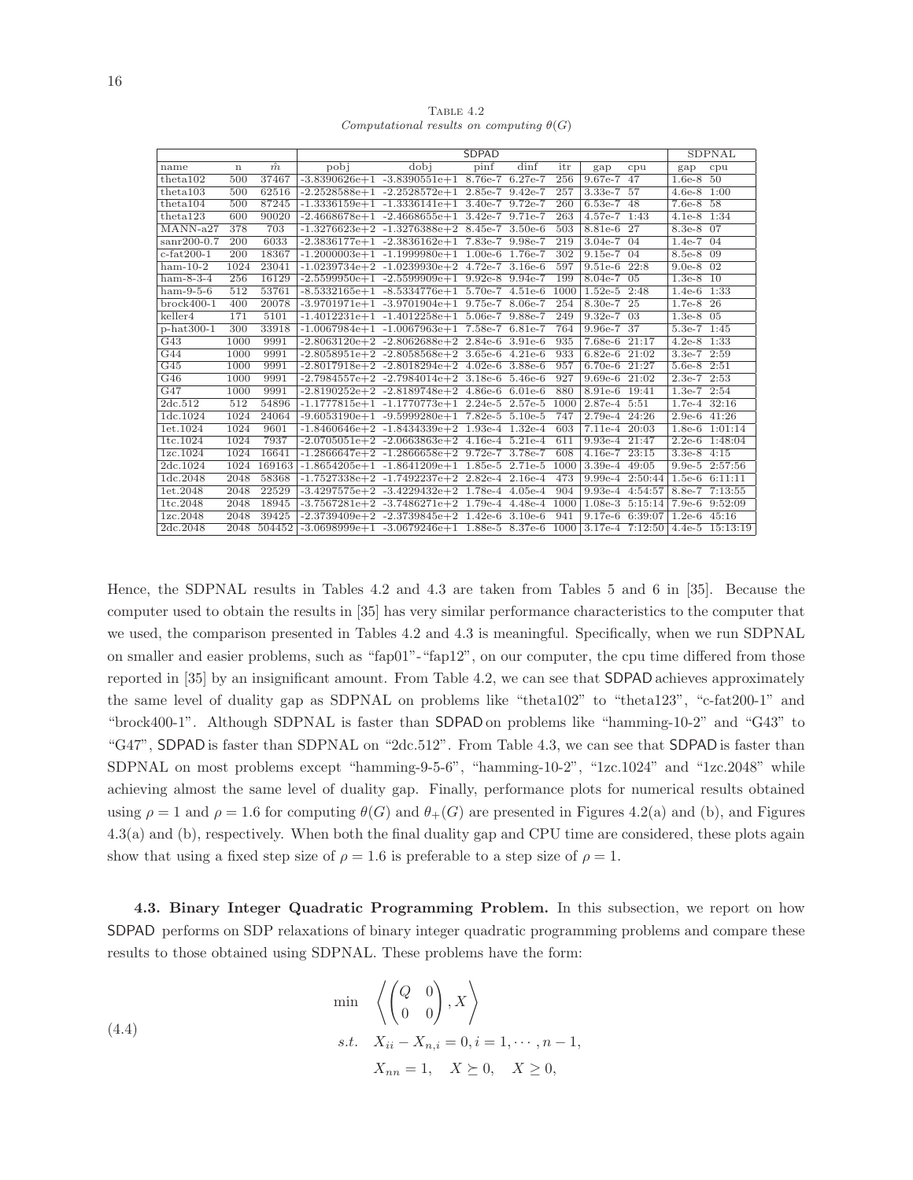TABLE 4.2
*Computational results on computing* $\theta(G)$

| name | n | $\hat{m}$ | SDPAD pobj | dobj | pinf | dinf | itr | gap | cpu | SDPNAL gap | cpu |
|---|---|---|---|---|---|---|---|---|---|---|---|
| theta102 | 500 | 37467 | -3.8390626e+1 | -3.8390551e+1 | 8.76e-7 | 6.27e-7 | 256 | 9.67e-7 | 47 | 1.6e-8 | 50 |
| theta103 | 500 | 62516 | -2.2528588e+1 | -2.2528572e+1 | 2.85e-7 | 9.42e-7 | 257 | 3.33e-7 | 57 | 4.6e-8 | 1:00 |
| theta104 | 500 | 87245 | -1.3336159e+1 | -1.3336141e+1 | 3.40e-7 | 9.72e-7 | 260 | 6.53e-7 | 48 | 7.6e-8 | 58 |
| theta123 | 600 | 90020 | -2.4668678e+1 | -2.4668655e+1 | 3.42e-7 | 9.71e-7 | 263 | 4.57e-7 | 1:43 | 4.1e-8 | 1:34 |
| MANN-a27 | 378 | 703 | -1.3276623e+2 | -1.3276388e+2 | 8.45e-7 | 3.50e-6 | 503 | 8.81e-6 | 27 | 8.3e-8 | 07 |
| sanr200-0.7 | 200 | 6033 | -2.3836177e+1 | -2.3836162e+1 | 7.83e-7 | 9.98e-7 | 219 | 3.04e-7 | 04 | 1.4e-7 | 04 |
| c-fat200-1 | 200 | 18367 | -1.2000003e+1 | -1.1999980e+1 | 1.00e-6 | 1.76e-7 | 302 | 9.15e-7 | 04 | 8.5e-8 | 09 |
| ham-10-2 | 1024 | 23041 | -1.0239734e+2 | -1.0239930e+2 | 4.72e-7 | 3.16e-6 | 597 | 9.51e-6 | 22:8 | 9.0e-8 | 02 |
| ham-8-3-4 | 256 | 16129 | -2.5599950e+1 | -2.5599909e+1 | 9.92e-8 | 9.94e-7 | 199 | 8.04e-7 | 05 | 1.3e-8 | 10 |
| ham-9-5-6 | 512 | 53761 | -8.5332165e+1 | -8.5334776e+1 | 5.70e-7 | 4.51e-6 | 1000 | 1.52e-5 | 2:48 | 1.4e-6 | 1:33 |
| brock400-1 | 400 | 20078 | -3.9701971e+1 | -3.9701904e+1 | 9.75e-7 | 8.06e-7 | 254 | 8.30e-7 | 25 | 1.7e-8 | 26 |
| keller4 | 171 | 5101 | -1.4012231e+1 | -1.4012258e+1 | 5.06e-7 | 9.88e-7 | 249 | 9.32e-7 | 03 | 1.3e-8 | 05 |
| p-hat300-1 | 300 | 33918 | -1.0067984e+1 | -1.0067963e+1 | 7.58e-7 | 6.81e-7 | 764 | 9.96e-7 | 37 | 5.3e-7 | 1:45 |
| G43 | 1000 | 9991 | -2.8063120e+2 | -2.8062688e+2 | 2.84e-6 | 3.91e-6 | 935 | 7.68e-6 | 21:17 | 4.2e-8 | 1:33 |
| G44 | 1000 | 9991 | -2.8058951e+2 | -2.8058568e+2 | 3.65e-6 | 4.21e-6 | 933 | 6.82e-6 | 21:02 | 3.3e-7 | 2:59 |
| G45 | 1000 | 9991 | -2.8017918e+2 | -2.8018294e+2 | 4.02e-6 | 3.88e-6 | 957 | 6.70e-6 | 21:27 | 5.6e-8 | 2:51 |
| G46 | 1000 | 9991 | -2.7984557e+2 | -2.7984014e+2 | 3.18e-6 | 5.46e-6 | 927 | 9.69e-6 | 21:02 | 2.3e-7 | 2:53 |
| G47 | 1000 | 9991 | -2.8190252e+2 | -2.8189748e+2 | 4.86e-6 | 6.01e-6 | 880 | 8.91e-6 | 19:41 | 1.3e-7 | 2:54 |
| 2dc.512 | 512 | 54896 | -1.1777815e+1 | -1.1770773e+1 | 2.24e-5 | 2.57e-5 | 1000 | 2.87e-4 | 5:51 | 1.7e-4 | 32:16 |
| 1dc.1024 | 1024 | 24064 | -9.6053190e+1 | -9.5999280e+1 | 7.82e-5 | 5.10e-5 | 747 | 2.79e-4 | 24:26 | 2.9e-6 | 41:26 |
| 1et.1024 | 1024 | 9601 | -1.8460646e+2 | -1.8434339e+2 | 1.93e-4 | 1.32e-4 | 603 | 7.11e-4 | 20:03 | 1.8e-6 | 1:01:14 |
| 1tc.1024 | 1024 | 7937 | -2.0705051e+2 | -2.0663863e+2 | 4.16e-4 | 5.21e-4 | 611 | 9.93e-4 | 21:47 | 2.2e-6 | 1:48:04 |
| 1zc.1024 | 1024 | 16641 | -1.2866647e+2 | -1.2866658e+2 | 9.72e-7 | 3.78e-7 | 608 | 4.16e-7 | 23:15 | 3.3e-8 | 4:15 |
| 2dc.1024 | 1024 | 169163 | -1.8654205e+1 | -1.8641209e+1 | 1.85e-5 | 2.71e-5 | 1000 | 3.39e-4 | 49:05 | 9.9e-5 | 2:57:56 |
| 1dc.2048 | 2048 | 58368 | -1.7527338e+2 | -1.7492237e+2 | 2.82e-4 | 2.16e-4 | 473 | 9.99e-4 | 2:50:44 | 1.5e-6 | 6:11:11 |
| 1et.2048 | 2048 | 22529 | -3.4297575e+2 | -3.4229432e+2 | 1.78e-4 | 4.05e-4 | 904 | 9.93e-4 | 4:54:57 | 8.8e-7 | 7:13:55 |
| 1tc.2048 | 2048 | 18945 | -3.7567281e+2 | -3.7486271e+2 | 1.79e-4 | 4.48e-4 | 1000 | 1.08e-3 | 5:15:14 | 7.9e-6 | 9:52:09 |
| 1zc.2048 | 2048 | 39425 | -2.3739409e+2 | -2.3739845e+2 | 1.42e-6 | 3.10e-6 | 941 | 9.17e-6 | 6:39:07 | 1.2e-6 | 45:16 |
| 2dc.2048 | 2048 | 504452 | -3.0698999e+1 | -3.0679246e+1 | 1.88e-5 | 8.37e-6 | 1000 | 3.17e-4 | 7:12:50 | 4.4e-5 | 15:13:19 |

Hence, the SDPNAL results in Tables 4.2 and 4.3 are taken from Tables 5 and 6 in [35]. Because the computer used to obtain the results in [35] has very similar performance characteristics to the computer that we used, the comparison presented in Tables 4.2 and 4.3 is meaningful. Specifically, when we run SDPNAL on smaller and easier problems, such as "fap01"-"fap12", on our computer, the cpu time differed from those reported in [35] by an insignificant amount. From Table 4.2, we can see that SDPAD achieves approximately the same level of duality gap as SDPNAL on problems like "theta102" to "theta123", "c-fat200-1" and "brock400-1". Although SDPNAL is faster than SDPAD on problems like "hamming-10-2" and "G43" to "G47", SDPAD is faster than SDPNAL on "2dc.512". From Table 4.3, we can see that SDPAD is faster than SDPNAL on most problems except "hamming-9-5-6", "hamming-10-2", "1zc.1024" and "1zc.2048" while achieving almost the same level of duality gap. Finally, performance plots for numerical results obtained using $\rho = 1$ and $\rho = 1.6$ for computing $\theta(G)$ and $\theta_+(G)$ are presented in Figures 4.2(a) and (b), and Figures 4.3(a) and (b), respectively. When both the final duality gap and CPU time are considered, these plots again show that using a fixed step size of $\rho = 1.6$ is preferable to a step size of $\rho = 1$.

**4.3. Binary Integer Quadratic Programming Problem.** In this subsection, we report on how SDPAD performs on SDP relaxations of binary integer quadratic programming problems and compare these results to those obtained using SDPNAL. These problems have the form:

$$
\begin{aligned}
\min \quad & \left\langle \begin{pmatrix} Q & 0 \\ 0 & 0 \end{pmatrix}, X \right\rangle \\
s.t. \quad & X_{ii} - X_{n,i} = 0, i = 1, \cdots, n-1, \\
& X_{nn} = 1, \quad X \succeq 0, \quad X \geq 0,
\end{aligned}
\tag{4.4}
$$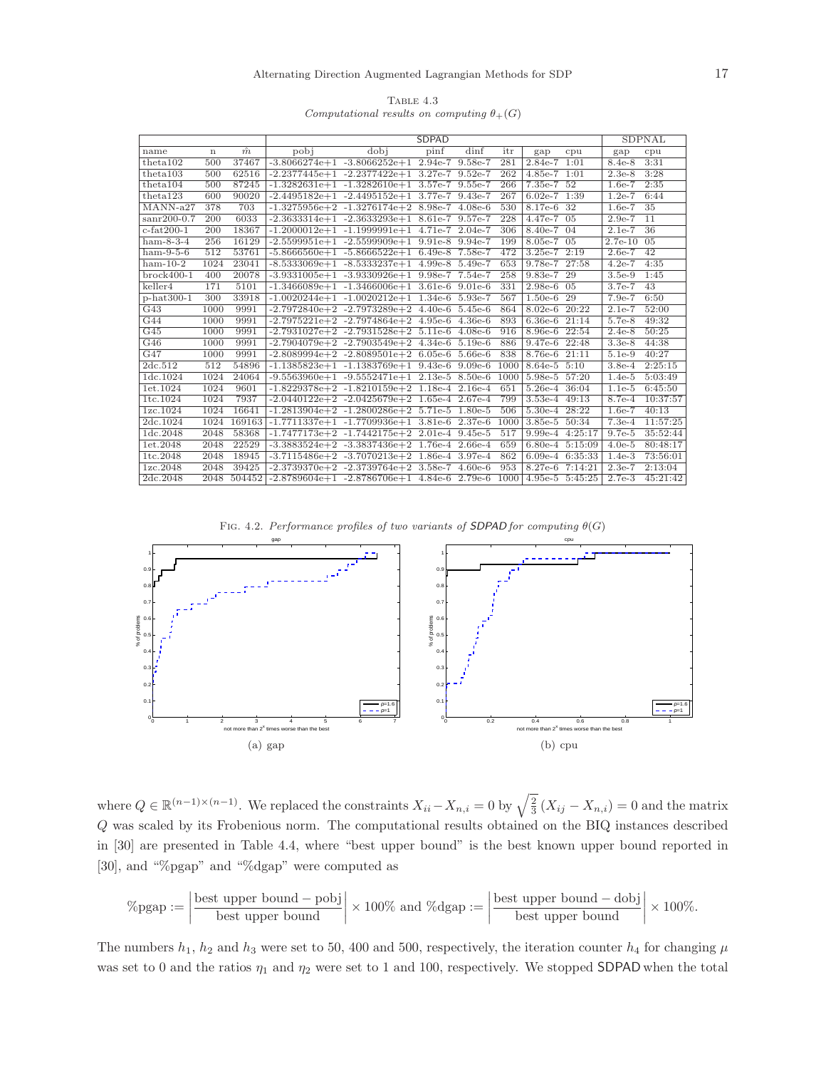TABLE 4.3
*Computational results on computing $\theta_+(G)$*

| | | | SDPAD | | | | | | | SDPNAL | |
|---|---|---|---|---|---|---|---|---|---|---|---|
| name | n | $\hat{m}$ | pobj | dobj | pinf | dinf | itr | gap | cpu | gap | cpu |
| theta102 | 500 | 37467 | -3.8066274e+1 | -3.8066252e+1 | 2.94e-7 | 9.58e-7 | 281 | 2.84e-7 | 1:01 | 8.4e-8 | 3:31 |
| theta103 | 500 | 62516 | -2.2377445e+1 | -2.2377422e+1 | 3.27e-7 | 9.52e-7 | 262 | 4.85e-7 | 1:01 | 2.3e-8 | 3:28 |
| theta104 | 500 | 87245 | -1.3282631e+1 | -1.3282610e+1 | 3.57e-7 | 9.55e-7 | 266 | 7.35e-7 | 52 | 1.6e-7 | 2:35 |
| theta123 | 600 | 90020 | -2.4495182e+1 | -2.4495152e+1 | 3.77e-7 | 9.43e-7 | 267 | 6.02e-7 | 1:39 | 1.2e-7 | 6:44 |
| MANN-a27 | 378 | 703 | -1.3275956e+2 | -1.3276174e+2 | 8.98e-7 | 4.08e-6 | 530 | 8.17e-6 | 32 | 1.6e-7 | 35 |
| sanr200-0.7 | 200 | 6033 | -2.3633314e+1 | -2.3633293e+1 | 8.61e-7 | 9.57e-7 | 228 | 4.47e-7 | 05 | 2.9e-7 | 11 |
| c-fat200-1 | 200 | 18367 | -1.2000012e+1 | -1.1999991e+1 | 4.71e-7 | 2.04e-7 | 306 | 8.40e-7 | 04 | 2.1e-7 | 36 |
| ham-8-3-4 | 256 | 16129 | -2.5599951e+1 | -2.5599909e+1 | 9.91e-8 | 9.94e-7 | 199 | 8.05e-7 | 05 | 2.7e-10 | 05 |
| ham-9-5-6 | 512 | 53761 | -5.8666560e+1 | -5.8666522e+1 | 6.49e-8 | 7.58e-7 | 472 | 3.25e-7 | 2:19 | 2.6e-7 | 42 |
| ham-10-2 | 1024 | 23041 | -8.5333069e+1 | -8.5333237e+1 | 4.99e-8 | 5.49e-7 | 653 | 9.78e-7 | 27:58 | 4.2e-7 | 4:35 |
| brock400-1 | 400 | 20078 | -3.9331005e+1 | -3.9330926e+1 | 9.98e-7 | 7.54e-7 | 258 | 9.83e-7 | 29 | 3.5e-9 | 1:45 |
| keller4 | 171 | 5101 | -1.3466089e+1 | -1.3466006e+1 | 3.61e-6 | 9.01e-6 | 331 | 2.98e-6 | 05 | 3.7e-7 | 43 |
| p-hat300-1 | 300 | 33918 | -1.0020244e+1 | -1.0020212e+1 | 1.34e-6 | 5.93e-7 | 567 | 1.50e-6 | 29 | 7.9e-7 | 6:50 |
| G43 | 1000 | 9991 | -2.7972840e+2 | -2.7973289e+2 | 4.40e-6 | 5.45e-6 | 864 | 8.02e-6 | 20:22 | 2.1e-7 | 52:00 |
| G44 | 1000 | 9991 | -2.7975221e+2 | -2.7974864e+2 | 4.95e-6 | 4.36e-6 | 893 | 6.36e-6 | 21:14 | 5.7e-8 | 49:32 |
| G45 | 1000 | 9991 | -2.7931027e+2 | -2.7931528e+2 | 5.11e-6 | 4.08e-6 | 916 | 8.96e-6 | 22:54 | 2.4e-8 | 50:25 |
| G46 | 1000 | 9991 | -2.7904079e+2 | -2.7903549e+2 | 4.34e-6 | 5.19e-6 | 886 | 9.47e-6 | 22:48 | 3.3e-8 | 44:38 |
| G47 | 1000 | 9991 | -2.8089994e+2 | -2.8089501e+2 | 6.05e-6 | 5.66e-6 | 838 | 8.76e-6 | 21:11 | 5.1e-9 | 40:27 |
| 2dc.512 | 512 | 54896 | -1.1385823e+1 | -1.1383769e+1 | 9.43e-6 | 9.09e-6 | 1000 | 8.64e-5 | 5:10 | 3.8e-4 | 2:25:15 |
| 1dc.1024 | 1024 | 24064 | -9.5563960e+1 | -9.5552471e+1 | 2.13e-5 | 8.50e-6 | 1000 | 5.98e-5 | 57:20 | 1.4e-5 | 5:03:49 |
| 1et.1024 | 1024 | 9601 | -1.8229378e+2 | -1.8210159e+2 | 1.18e-4 | 2.16e-4 | 651 | 5.26e-4 | 36:04 | 1.1e-5 | 6:45:50 |
| 1tc.1024 | 1024 | 7937 | -2.0440122e+2 | -2.0425679e+2 | 1.65e-4 | 2.67e-4 | 799 | 3.53e-4 | 49:13 | 8.7e-4 | 10:37:57 |
| 1zc.1024 | 1024 | 16641 | -1.2813904e+2 | -1.2800286e+2 | 5.71e-5 | 1.80e-5 | 506 | 5.30e-4 | 28:22 | 1.6e-7 | 40:13 |
| 2dc.1024 | 1024 | 169163 | -1.7711337e+1 | -1.7709936e+1 | 3.81e-6 | 2.37e-6 | 1000 | 3.85e-5 | 50:34 | 7.3e-4 | 11:57:25 |
| 1dc.2048 | 2048 | 58368 | -1.7477173e+2 | -1.7442175e+2 | 2.01e-4 | 9.45e-5 | 517 | 9.99e-4 | 4:25:17 | 9.7e-5 | 35:52:44 |
| 1et.2048 | 2048 | 22529 | -3.3883524e+2 | -3.3837436e+2 | 1.76e-4 | 2.66e-4 | 659 | 6.80e-4 | 5:15:09 | 4.0e-5 | 80:48:17 |
| 1tc.2048 | 2048 | 18945 | -3.7115486e+2 | -3.7070213e+2 | 1.86e-4 | 3.97e-4 | 862 | 6.09e-4 | 6:35:33 | 1.4e-3 | 73:56:01 |
| 1zc.2048 | 2048 | 39425 | -2.3739370e+2 | -2.3739764e+2 | 3.58e-7 | 4.60e-6 | 953 | 8.27e-6 | 7:14:21 | 2.3e-7 | 2:13:04 |
| 2dc.2048 | 2048 | 504452 | -2.8789604e+1 | -2.8786706e+1 | 4.84e-6 | 2.79e-6 | 1000 | 4.95e-5 | 5:45:25 | 2.7e-3 | 45:21:42 |

FIG. 4.2. *Performance profiles of two variants of SDPAD for computing $\theta(G)$*

(a) gap

(b) cpu

where $Q \in \mathbb{R}^{(n-1)\times(n-1)}$. We replaced the constraints $X_{ii} - X_{n,i} = 0$ by $\sqrt{\frac{2}{3}}\,(X_{ij} - X_{n,i}) = 0$ and the matrix $Q$ was scaled by its Frobenious norm. The computational results obtained on the BIQ instances described in [30] are presented in Table 4.4, where "best upper bound" is the best known upper bound reported in [30], and "%pgap" and "%dgap" were computed as

$$\%\text{pgap} := \left|\frac{\text{best upper bound} - \text{pobj}}{\text{best upper bound}}\right| \times 100\% \text{ and } \%\text{dgap} := \left|\frac{\text{best upper bound} - \text{dobj}}{\text{best upper bound}}\right| \times 100\%.$$

The numbers $h_1$, $h_2$ and $h_3$ were set to 50, 400 and 500, respectively, the iteration counter $h_4$ for changing $\mu$ was set to 0 and the ratios $\eta_1$ and $\eta_2$ were set to 1 and 100, respectively. We stopped SDPAD when the total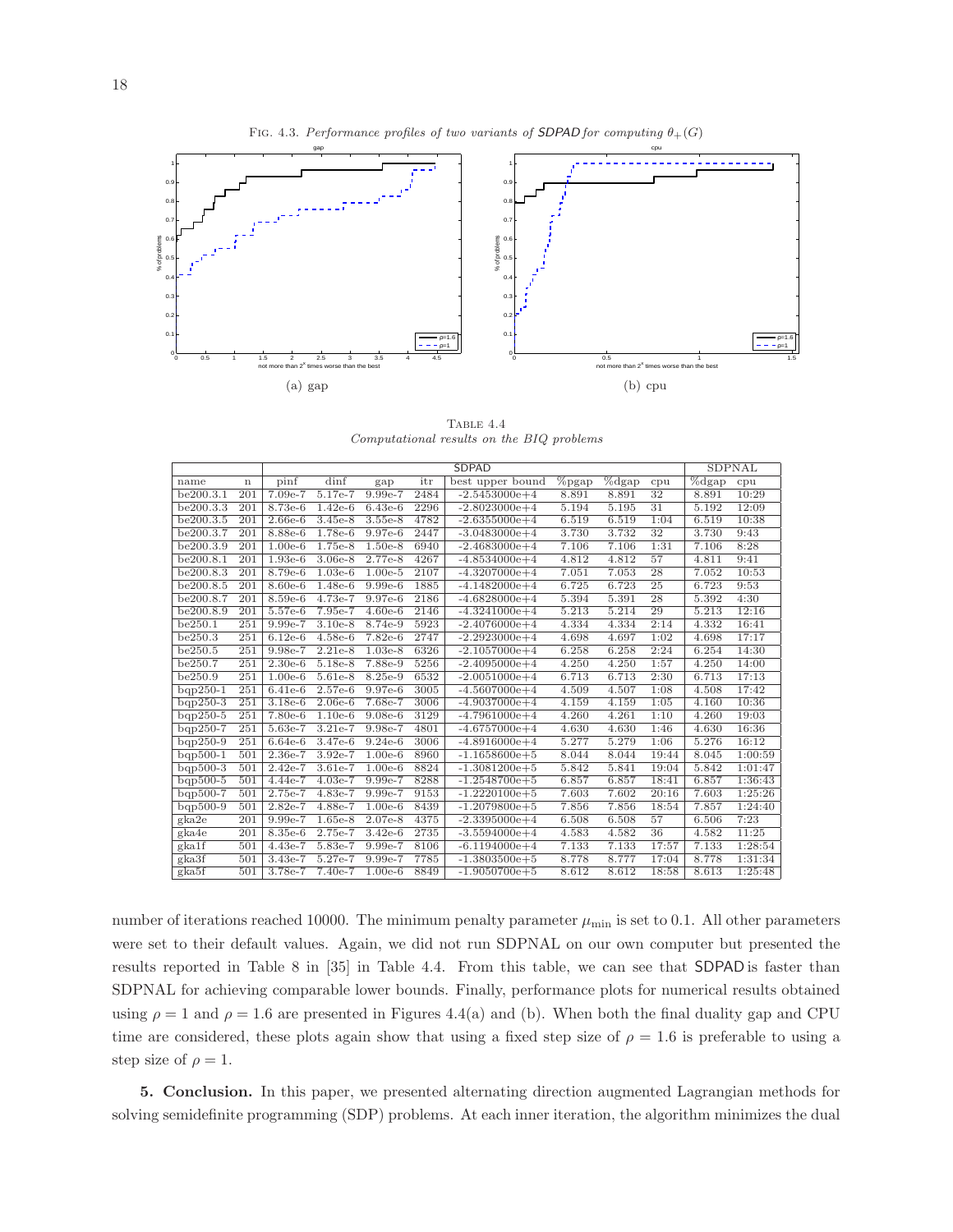FIG. 4.3. *Performance profiles of two variants of SDPAD for computing $\theta_+(G)$*

(a) gap

(b) cpu

TABLE 4.4
*Computational results on the BIQ problems*

| | | SDPAD | | | | | | | | | SDPNAL | |
|---|---|---|---|---|---|---|---|---|---|---|---|---|
| name | n | pinf | dinf | gap | itr | best upper bound | %pgap | %dgap | cpu | %dgap | cpu |
| be200.3.1 | 201 | 7.09e-7 | 5.17e-7 | 9.99e-7 | 2484 | -2.5453000e+4 | 8.891 | 8.891 | 32 | 8.891 | 10:29 |
| be200.3.3 | 201 | 8.73e-6 | 1.42e-6 | 6.43e-6 | 2296 | -2.8023000e+4 | 5.194 | 5.195 | 31 | 5.192 | 12:09 |
| be200.3.5 | 201 | 2.66e-6 | 3.45e-8 | 3.55e-8 | 4782 | -2.6355000e+4 | 6.519 | 6.519 | 1:04 | 6.519 | 10:38 |
| be200.3.7 | 201 | 8.88e-6 | 1.78e-6 | 9.97e-6 | 2447 | -3.0483000e+4 | 3.730 | 3.732 | 32 | 3.730 | 9:43 |
| be200.3.9 | 201 | 1.00e-6 | 1.75e-8 | 1.50e-8 | 6940 | -2.4683000e+4 | 7.106 | 7.106 | 1:31 | 7.106 | 8:28 |
| be200.8.1 | 201 | 1.93e-6 | 3.06e-8 | 2.77e-8 | 4267 | -4.8534000e+4 | 4.812 | 4.812 | 57 | 4.811 | 9:41 |
| be200.8.3 | 201 | 8.79e-6 | 1.03e-6 | 1.00e-5 | 2107 | -4.3207000e+4 | 7.051 | 7.053 | 28 | 7.052 | 10:53 |
| be200.8.5 | 201 | 8.60e-6 | 1.48e-6 | 9.99e-6 | 1885 | -4.1482000e+4 | 6.725 | 6.723 | 25 | 6.723 | 9:53 |
| be200.8.7 | 201 | 8.59e-6 | 4.73e-7 | 9.97e-6 | 2186 | -4.6828000e+4 | 5.394 | 5.391 | 28 | 5.392 | 4:30 |
| be200.8.9 | 201 | 5.57e-6 | 7.95e-7 | 4.60e-6 | 2146 | -4.3241000e+4 | 5.213 | 5.214 | 29 | 5.213 | 12:16 |
| be250.1 | 251 | 9.99e-7 | 3.10e-8 | 8.74e-9 | 5923 | -2.4076000e+4 | 4.334 | 4.334 | 2:14 | 4.332 | 16:41 |
| be250.3 | 251 | 6.12e-6 | 4.58e-6 | 7.82e-6 | 2747 | -2.2923000e+4 | 4.698 | 4.697 | 1:02 | 4.698 | 17:17 |
| be250.5 | 251 | 9.98e-7 | 2.21e-8 | 1.03e-8 | 6326 | -2.1057000e+4 | 6.258 | 6.258 | 2:24 | 6.254 | 14:30 |
| be250.7 | 251 | 2.30e-6 | 5.18e-8 | 7.88e-9 | 5256 | -2.4095000e+4 | 4.250 | 4.250 | 1:57 | 4.250 | 14:00 |
| be250.9 | 251 | 1.00e-6 | 5.61e-8 | 8.25e-9 | 6532 | -2.0051000e+4 | 6.713 | 6.713 | 2:30 | 6.713 | 17:13 |
| bqp250-1 | 251 | 6.41e-6 | 2.57e-6 | 9.97e-6 | 3005 | -4.5607000e+4 | 4.509 | 4.507 | 1:08 | 4.508 | 17:42 |
| bqp250-3 | 251 | 3.18e-6 | 2.06e-6 | 7.68e-7 | 3006 | -4.9037000e+4 | 4.159 | 4.159 | 1:05 | 4.160 | 10:36 |
| bqp250-5 | 251 | 7.80e-6 | 1.10e-6 | 9.08e-6 | 3129 | -4.7961000e+4 | 4.260 | 4.261 | 1:10 | 4.260 | 19:03 |
| bqp250-7 | 251 | 5.63e-7 | 3.21e-7 | 9.98e-7 | 4801 | -4.6757000e+4 | 4.630 | 4.630 | 1:46 | 4.630 | 16:36 |
| bqp250-9 | 251 | 6.64e-6 | 3.47e-6 | 9.24e-6 | 3006 | -4.8916000e+4 | 5.277 | 5.279 | 1:06 | 5.276 | 16:12 |
| bqp500-1 | 501 | 2.36e-7 | 3.92e-7 | 1.00e-6 | 8960 | -1.1658600e+5 | 8.044 | 8.044 | 19:44 | 8.045 | 1:00:59 |
| bqp500-3 | 501 | 2.42e-7 | 3.61e-7 | 1.00e-6 | 8824 | -1.3081200e+5 | 5.842 | 5.841 | 19:04 | 5.842 | 1:01:47 |
| bqp500-5 | 501 | 4.44e-7 | 4.03e-7 | 9.99e-7 | 8288 | -1.2548700e+5 | 6.857 | 6.857 | 18:41 | 6.857 | 1:36:43 |
| bqp500-7 | 501 | 2.75e-7 | 4.83e-7 | 9.99e-7 | 9153 | -1.2220100e+5 | 7.603 | 7.602 | 20:16 | 7.603 | 1:25:26 |
| bqp500-9 | 501 | 2.82e-7 | 4.88e-7 | 1.00e-6 | 8439 | -1.2079800e+5 | 7.856 | 7.856 | 18:54 | 7.857 | 1:24:40 |
| gka2e | 201 | 9.99e-7 | 1.65e-8 | 2.07e-8 | 4375 | -2.3395000e+4 | 6.508 | 6.508 | 57 | 6.506 | 7:23 |
| gka4e | 201 | 8.35e-6 | 2.75e-7 | 3.42e-6 | 2735 | -3.5594000e+4 | 4.583 | 4.582 | 36 | 4.582 | 11:25 |
| gka1f | 501 | 4.43e-7 | 5.83e-7 | 9.99e-7 | 8106 | -6.1194000e+4 | 7.133 | 7.133 | 17:57 | 7.133 | 1:28:54 |
| gka3f | 501 | 3.43e-7 | 5.27e-7 | 9.99e-7 | 7785 | -1.3803500e+5 | 8.778 | 8.777 | 17:04 | 8.778 | 1:31:34 |
| gka5f | 501 | 3.78e-7 | 7.40e-7 | 1.00e-6 | 8849 | -1.9050700e+5 | 8.612 | 8.612 | 18:58 | 8.613 | 1:25:48 |

number of iterations reached 10000. The minimum penalty parameter $\mu_{\min}$ is set to 0.1. All other parameters were set to their default values. Again, we did not run SDPNAL on our own computer but presented the results reported in Table 8 in [35] in Table 4.4. From this table, we can see that SDPAD is faster than SDPNAL for achieving comparable lower bounds. Finally, performance plots for numerical results obtained using $\rho = 1$ and $\rho = 1.6$ are presented in Figures 4.4(a) and (b). When both the final duality gap and CPU time are considered, these plots again show that using a fixed step size of $\rho = 1.6$ is preferable to using a step size of $\rho = 1$.

**5. Conclusion.** In this paper, we presented alternating direction augmented Lagrangian methods for solving semidefinite programming (SDP) problems. At each inner iteration, the algorithm minimizes the dual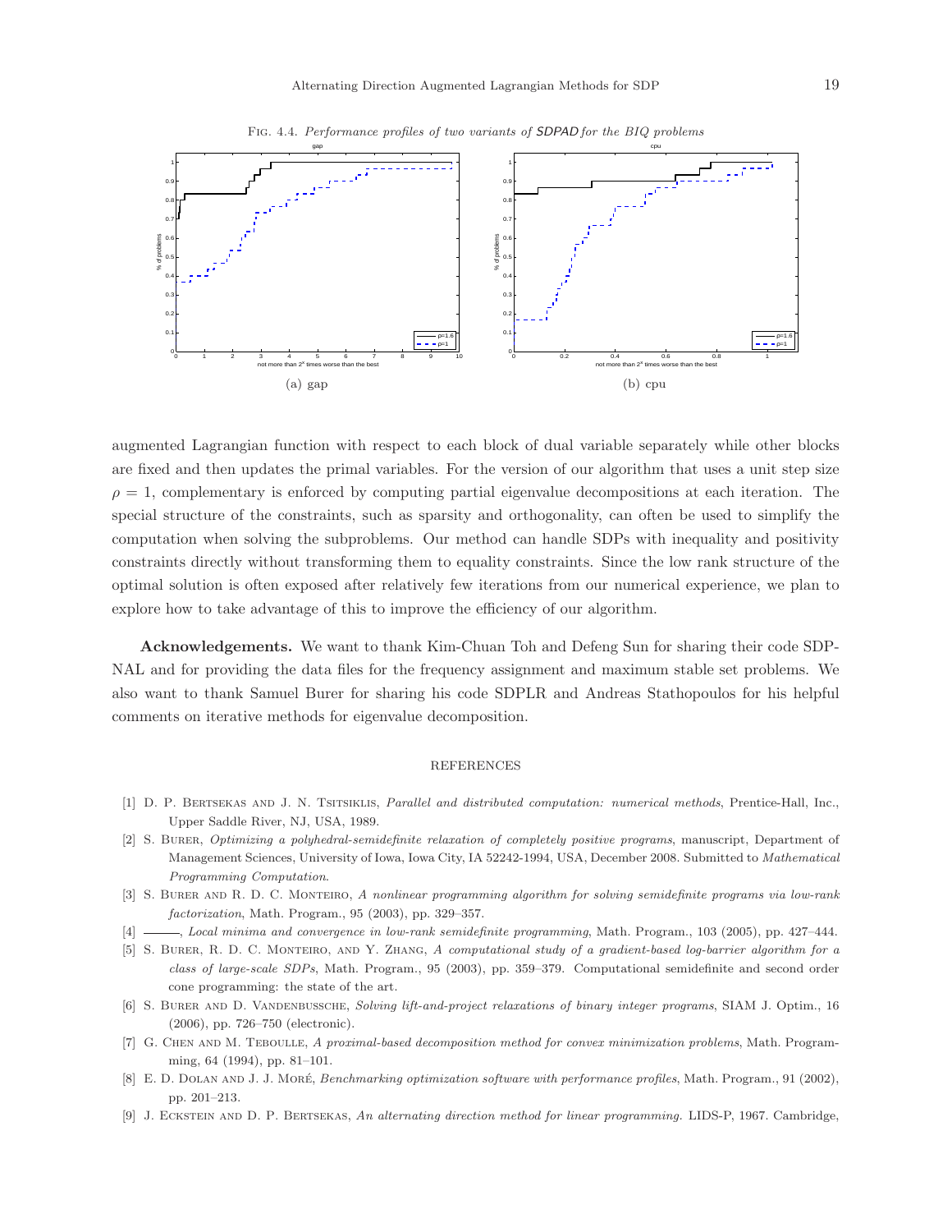Fig. 4.4. *Performance profiles of two variants of SDPAD for the BIQ problems*

(a) gap

(b) cpu

augmented Lagrangian function with respect to each block of dual variable separately while other blocks are fixed and then updates the primal variables. For the version of our algorithm that uses a unit step size $\rho = 1$, complementary is enforced by computing partial eigenvalue decompositions at each iteration. The special structure of the constraints, such as sparsity and orthogonality, can often be used to simplify the computation when solving the subproblems. Our method can handle SDPs with inequality and positivity constraints directly without transforming them to equality constraints. Since the low rank structure of the optimal solution is often exposed after relatively few iterations from our numerical experience, we plan to explore how to take advantage of this to improve the efficiency of our algorithm.

**Acknowledgements.** We want to thank Kim-Chuan Toh and Defeng Sun for sharing their code SDPNAL and for providing the data files for the frequency assignment and maximum stable set problems. We also want to thank Samuel Burer for sharing his code SDPLR and Andreas Stathopoulos for his helpful comments on iterative methods for eigenvalue decomposition.

## REFERENCES

[1] D. P. Bertsekas and J. N. Tsitsiklis, *Parallel and distributed computation: numerical methods*, Prentice-Hall, Inc., Upper Saddle River, NJ, USA, 1989.

[2] S. Burer, *Optimizing a polyhedral-semidefinite relaxation of completely positive programs*, manuscript, Department of Management Sciences, University of Iowa, Iowa City, IA 52242-1994, USA, December 2008. Submitted to *Mathematical Programming Computation*.

[3] S. Burer and R. D. C. Monteiro, *A nonlinear programming algorithm for solving semidefinite programs via low-rank factorization*, Math. Program., 95 (2003), pp. 329–357.

[4] ———, *Local minima and convergence in low-rank semidefinite programming*, Math. Program., 103 (2005), pp. 427–444.

[5] S. Burer, R. D. C. Monteiro, and Y. Zhang, *A computational study of a gradient-based log-barrier algorithm for a class of large-scale SDPs*, Math. Program., 95 (2003), pp. 359–379. Computational semidefinite and second order cone programming: the state of the art.

[6] S. Burer and D. Vandenbussche, *Solving lift-and-project relaxations of binary integer programs*, SIAM J. Optim., 16 (2006), pp. 726–750 (electronic).

[7] G. Chen and M. Teboulle, *A proximal-based decomposition method for convex minimization problems*, Math. Programming, 64 (1994), pp. 81–101.

[8] E. D. Dolan and J. J. Moré, *Benchmarking optimization software with performance profiles*, Math. Program., 91 (2002), pp. 201–213.

[9] J. Eckstein and D. P. Bertsekas, *An alternating direction method for linear programming.* LIDS-P, 1967. Cambridge,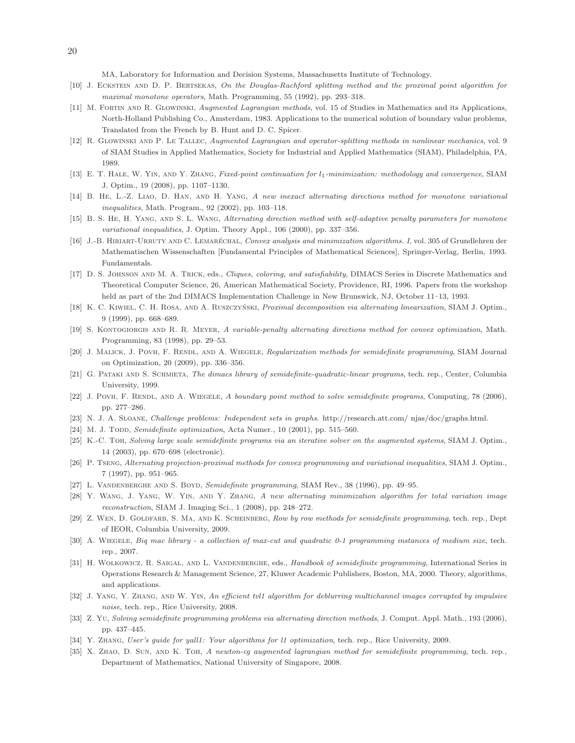MA, Laboratory for Information and Decision Systems, Massachusetts Institute of Technology.

[10] J. Eckstein and D. P. Bertsekas, *On the Douglas-Rachford splitting method and the proximal point algorithm for maximal monotone operators*, Math. Programming, 55 (1992), pp. 293–318.

[11] M. Fortin and R. Glowinski, *Augmented Lagrangian methods*, vol. 15 of Studies in Mathematics and its Applications, North-Holland Publishing Co., Amsterdam, 1983. Applications to the numerical solution of boundary value problems, Translated from the French by B. Hunt and D. C. Spicer.

[12] R. Glowinski and P. Le Tallec, *Augmented Lagrangian and operator-splitting methods in nonlinear mechanics*, vol. 9 of SIAM Studies in Applied Mathematics, Society for Industrial and Applied Mathematics (SIAM), Philadelphia, PA, 1989.

[13] E. T. Hale, W. Yin, and Y. Zhang, *Fixed-point continuation for $l_1$-minimization: methodology and convergence*, SIAM J. Optim., 19 (2008), pp. 1107–1130.

[14] B. He, L.-Z. Liao, D. Han, and H. Yang, *A new inexact alternating directions method for monotone variational inequalities*, Math. Program., 92 (2002), pp. 103–118.

[15] B. S. He, H. Yang, and S. L. Wang, *Alternating direction method with self-adaptive penalty parameters for monotone variational inequalities*, J. Optim. Theory Appl., 106 (2000), pp. 337–356.

[16] J.-B. Hiriart-Urruty and C. Lemaréchal, *Convex analysis and minimization algorithms. I*, vol. 305 of Grundlehren der Mathematischen Wissenschaften [Fundamental Principles of Mathematical Sciences], Springer-Verlag, Berlin, 1993. Fundamentals.

[17] D. S. Johnson and M. A. Trick, eds., *Cliques, coloring, and satisfiability*, DIMACS Series in Discrete Mathematics and Theoretical Computer Science, 26, American Mathematical Society, Providence, RI, 1996. Papers from the workshop held as part of the 2nd DIMACS Implementation Challenge in New Brunswick, NJ, October 11–13, 1993.

[18] K. C. Kiwiel, C. H. Rosa, and A. Ruszczyński, *Proximal decomposition via alternating linearization*, SIAM J. Optim., 9 (1999), pp. 668–689.

[19] S. Kontogiorgis and R. R. Meyer, *A variable-penalty alternating directions method for convex optimization*, Math. Programming, 83 (1998), pp. 29–53.

[20] J. Malick, J. Povh, F. Rendl, and A. Wiegele, *Regularization methods for semidefinite programming*, SIAM Journal on Optimization, 20 (2009), pp. 336–356.

[21] G. Pataki and S. Schmieta, *The dimacs library of semidefinite-quadratic-linear programs*, tech. rep., Center, Columbia University, 1999.

[22] J. Povh, F. Rendl, and A. Wiegele, *A boundary point method to solve semidefinite programs*, Computing, 78 (2006), pp. 277–286.

[23] N. J. A. Sloane, *Challenge problems: Independent sets in graphs*. http://research.att.com/ njas/doc/graphs.html.

[24] M. J. Todd, *Semidefinite optimization*, Acta Numer., 10 (2001), pp. 515–560.

[25] K.-C. Toh, *Solving large scale semidefinite programs via an iterative solver on the augmented systems*, SIAM J. Optim., 14 (2003), pp. 670–698 (electronic).

[26] P. Tseng, *Alternating projection-proximal methods for convex programming and variational inequalities*, SIAM J. Optim., 7 (1997), pp. 951–965.

[27] L. Vandenberghe and S. Boyd, *Semidefinite programming*, SIAM Rev., 38 (1996), pp. 49–95.

[28] Y. Wang, J. Yang, W. Yin, and Y. Zhang, *A new alternating minimization algorithm for total variation image reconstruction*, SIAM J. Imaging Sci., 1 (2008), pp. 248–272.

[29] Z. Wen, D. Goldfarb, S. Ma, and K. Scheinberg, *Row by row methods for semidefinite programming*, tech. rep., Dept of IEOR, Columbia University, 2009.

[30] A. Wiegele, *Biq mac library - a collection of max-cut and quadratic 0-1 programming instances of medium size*, tech. rep., 2007.

[31] H. Wolkowicz, R. Saigal, and L. Vandenberghe, eds., *Handbook of semidefinite programming*, International Series in Operations Research & Management Science, 27, Kluwer Academic Publishers, Boston, MA, 2000. Theory, algorithms, and applications.

[32] J. Yang, Y. Zhang, and W. Yin, *An efficient tvl1 algorithm for deblurring multichannel images corrupted by impulsive noise*, tech. rep., Rice University, 2008.

[33] Z. Yu, *Solving semidefinite programming problems via alternating direction methods*, J. Comput. Appl. Math., 193 (2006), pp. 437–445.

[34] Y. Zhang, *User's guide for yall1: Your algorithms for l1 optimization*, tech. rep., Rice University, 2009.

[35] X. Zhao, D. Sun, and K. Toh, *A newton-cg augmented lagrangian method for semidefinite programming*, tech. rep., Department of Mathematics, National University of Singapore, 2008.